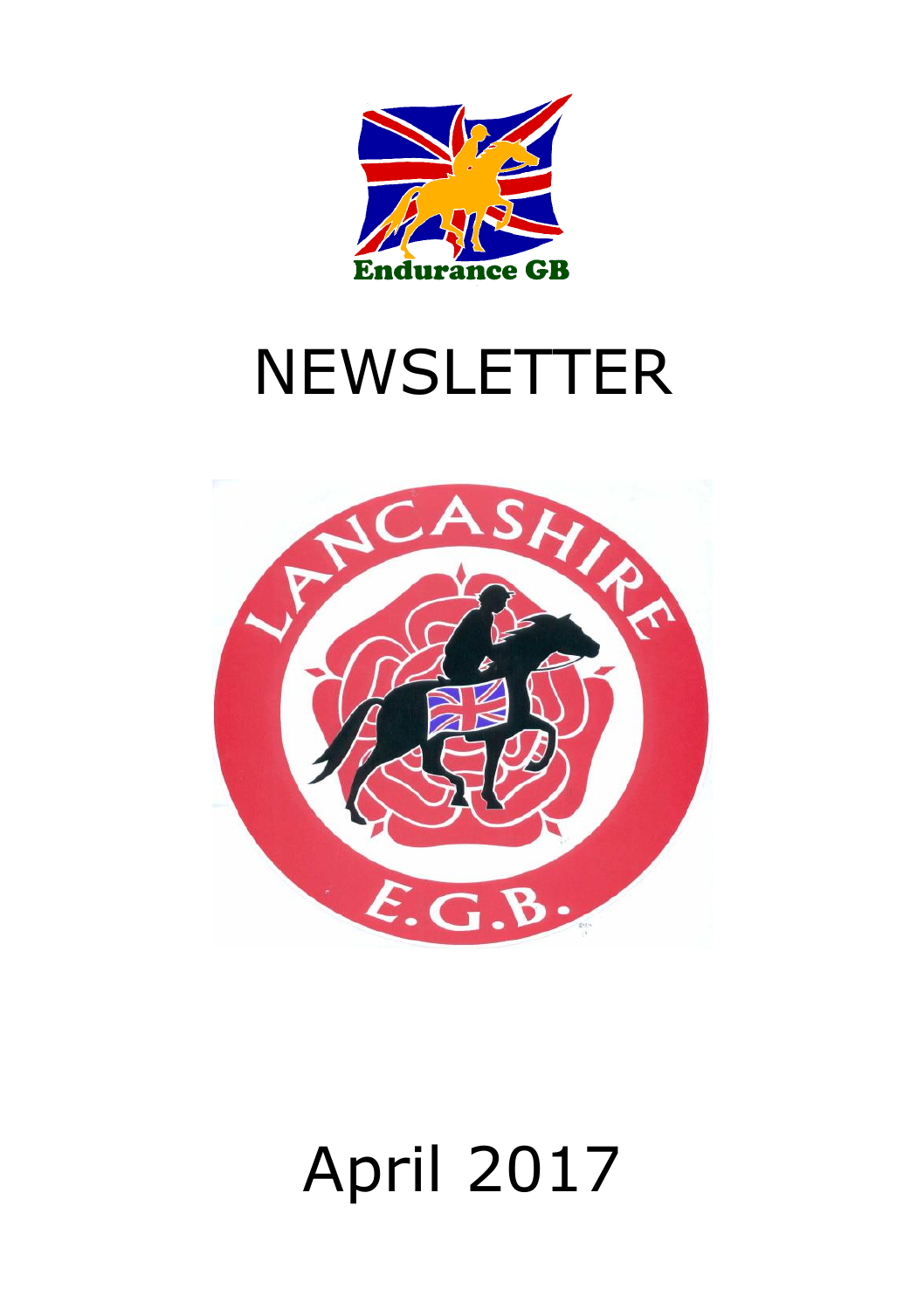Endurance GB

# NEWSLETTER

LANCASHIRE

E.G.B.

# April 2017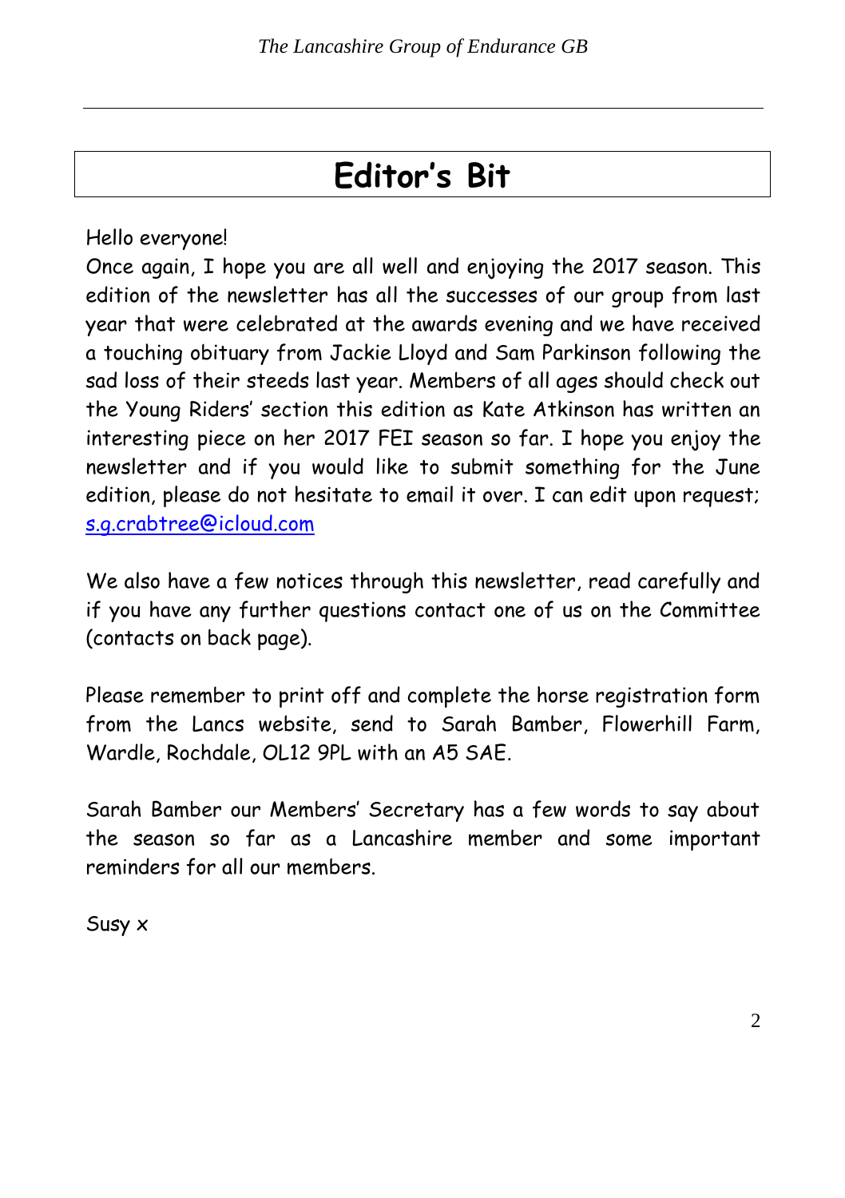# Editor's Bit

Hello everyone!

Once again, I hope you are all well and enjoying the 2017 season. This edition of the newsletter has all the successes of our group from last year that were celebrated at the awards evening and we have received a touching obituary from Jackie Lloyd and Sam Parkinson following the sad loss of their steeds last year. Members of all ages should check out the Young Riders' section this edition as Kate Atkinson has written an interesting piece on her 2017 FEI season so far. I hope you enjoy the newsletter and if you would like to submit something for the June edition, please do not hesitate to email it over. I can edit upon request; s.g.crabtree@icloud.com

We also have a few notices through this newsletter, read carefully and if you have any further questions contact one of us on the Committee (contacts on back page).

Please remember to print off and complete the horse registration form from the Lancs website, send to Sarah Bamber, Flowerhill Farm, Wardle, Rochdale, OL12 9PL with an A5 SAE.

Sarah Bamber our Members' Secretary has a few words to say about the season so far as a Lancashire member and some important reminders for all our members.

Susy x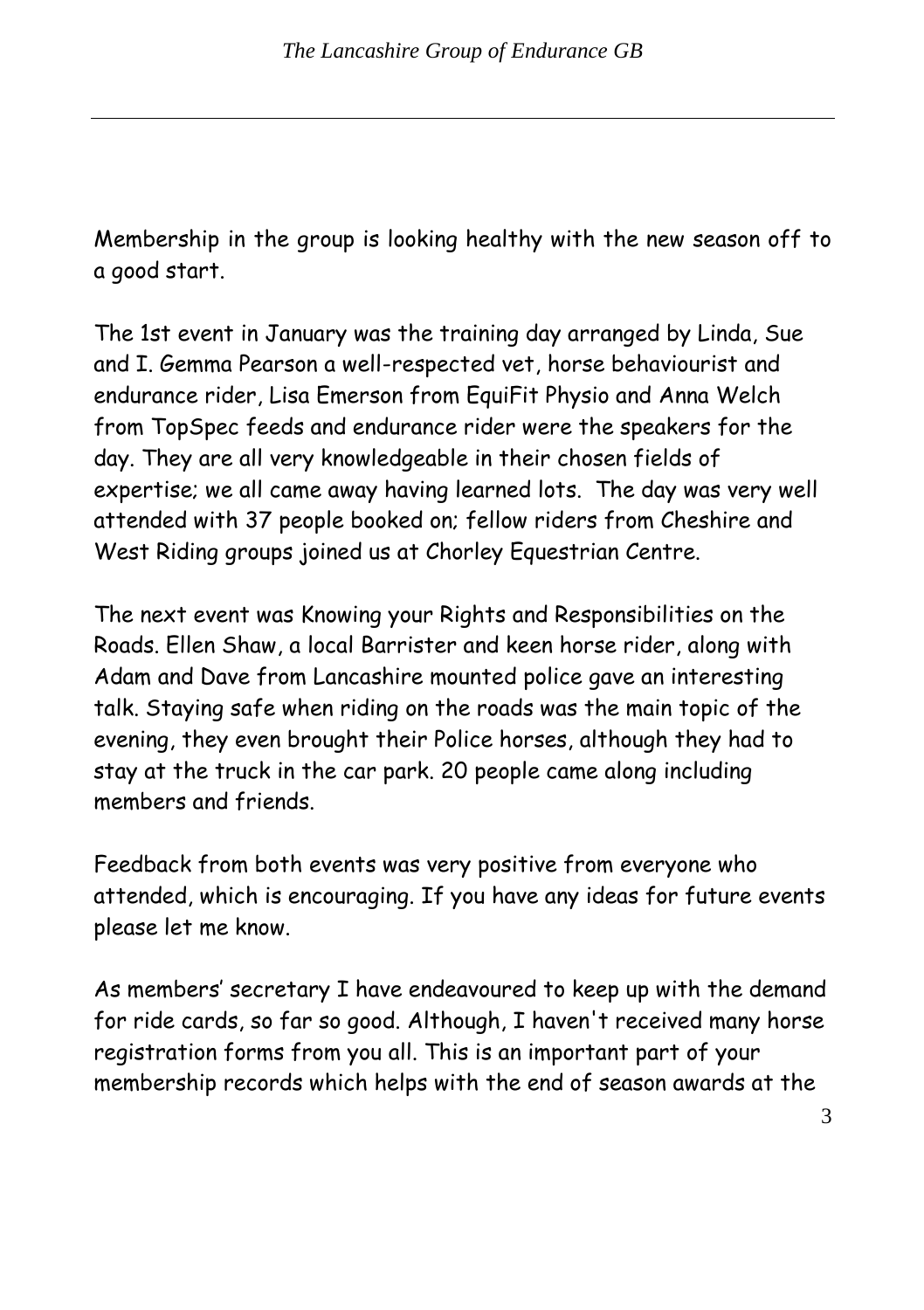Membership in the group is looking healthy with the new season off to a good start.

The 1st event in January was the training day arranged by Linda, Sue and I. Gemma Pearson a well-respected vet, horse behaviourist and endurance rider, Lisa Emerson from EquiFit Physio and Anna Welch from TopSpec feeds and endurance rider were the speakers for the day. They are all very knowledgeable in their chosen fields of expertise; we all came away having learned lots. The day was very well attended with 37 people booked on; fellow riders from Cheshire and West Riding groups joined us at Chorley Equestrian Centre.

The next event was Knowing your Rights and Responsibilities on the Roads. Ellen Shaw, a local Barrister and keen horse rider, along with Adam and Dave from Lancashire mounted police gave an interesting talk. Staying safe when riding on the roads was the main topic of the evening, they even brought their Police horses, although they had to stay at the truck in the car park. 20 people came along including members and friends.

Feedback from both events was very positive from everyone who attended, which is encouraging. If you have any ideas for future events please let me know.

As members' secretary I have endeavoured to keep up with the demand for ride cards, so far so good. Although, I haven't received many horse registration forms from you all. This is an important part of your membership records which helps with the end of season awards at the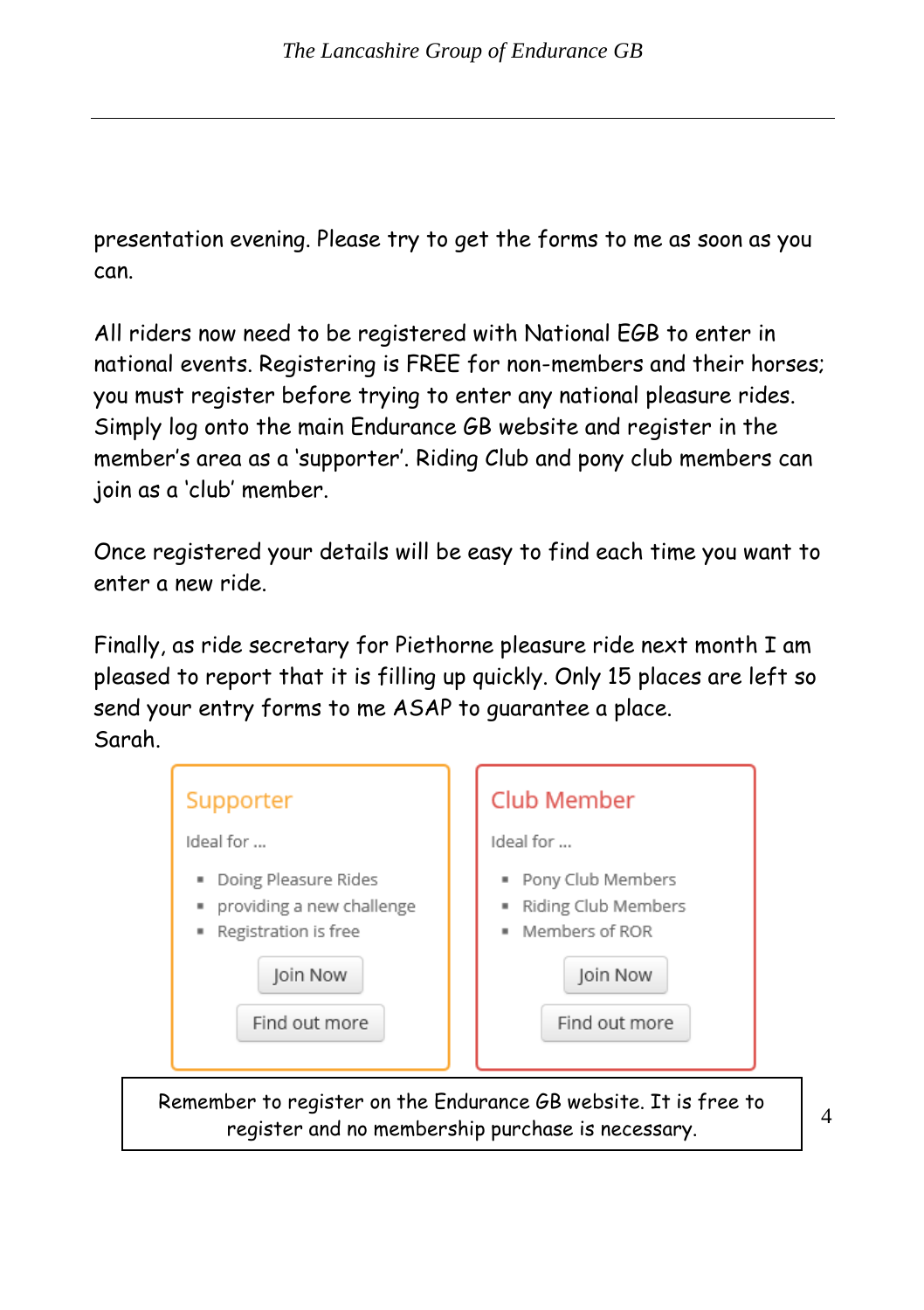presentation evening. Please try to get the forms to me as soon as you can.

All riders now need to be registered with National EGB to enter in national events. Registering is FREE for non-members and their horses; you must register before trying to enter any national pleasure rides. Simply log onto the main Endurance GB website and register in the member's area as a 'supporter'. Riding Club and pony club members can join as a 'club' member.

Once registered your details will be easy to find each time you want to enter a new ride.

Finally, as ride secretary for Piethorne pleasure ride next month I am pleased to report that it is filling up quickly. Only 15 places are left so send your entry forms to me ASAP to guarantee a place.
Sarah.

**Supporter**

Ideal for ...

- Doing Pleasure Rides
- providing a new challenge
- Registration is free

Join Now

Find out more

**Club Member**

Ideal for ...

- Pony Club Members
- Riding Club Members
- Members of ROR

Join Now

Find out more

Remember to register on the Endurance GB website. It is free to register and no membership purchase is necessary.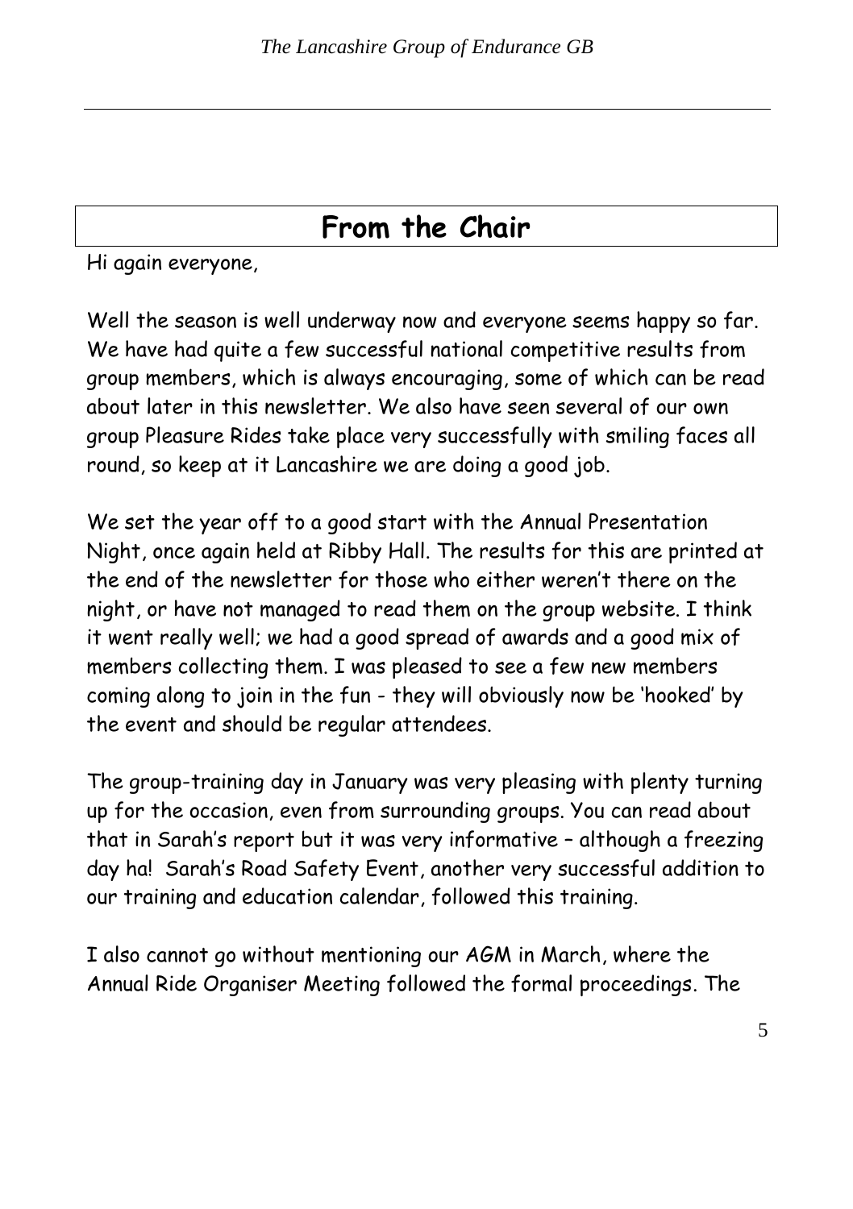## From the Chair

Hi again everyone,

Well the season is well underway now and everyone seems happy so far. We have had quite a few successful national competitive results from group members, which is always encouraging, some of which can be read about later in this newsletter. We also have seen several of our own group Pleasure Rides take place very successfully with smiling faces all round, so keep at it Lancashire we are doing a good job.

We set the year off to a good start with the Annual Presentation Night, once again held at Ribby Hall. The results for this are printed at the end of the newsletter for those who either weren't there on the night, or have not managed to read them on the group website. I think it went really well; we had a good spread of awards and a good mix of members collecting them. I was pleased to see a few new members coming along to join in the fun - they will obviously now be 'hooked' by the event and should be regular attendees.

The group-training day in January was very pleasing with plenty turning up for the occasion, even from surrounding groups. You can read about that in Sarah's report but it was very informative – although a freezing day ha! Sarah's Road Safety Event, another very successful addition to our training and education calendar, followed this training.

I also cannot go without mentioning our AGM in March, where the Annual Ride Organiser Meeting followed the formal proceedings. The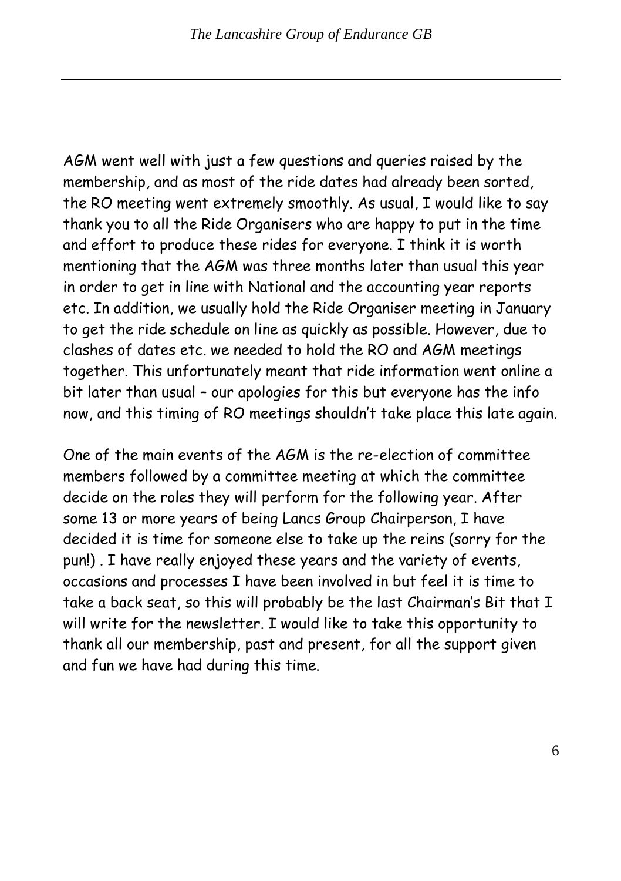AGM went well with just a few questions and queries raised by the membership, and as most of the ride dates had already been sorted, the RO meeting went extremely smoothly. As usual, I would like to say thank you to all the Ride Organisers who are happy to put in the time and effort to produce these rides for everyone. I think it is worth mentioning that the AGM was three months later than usual this year in order to get in line with National and the accounting year reports etc. In addition, we usually hold the Ride Organiser meeting in January to get the ride schedule on line as quickly as possible. However, due to clashes of dates etc. we needed to hold the RO and AGM meetings together. This unfortunately meant that ride information went online a bit later than usual – our apologies for this but everyone has the info now, and this timing of RO meetings shouldn't take place this late again.

One of the main events of the AGM is the re-election of committee members followed by a committee meeting at which the committee decide on the roles they will perform for the following year. After some 13 or more years of being Lancs Group Chairperson, I have decided it is time for someone else to take up the reins (sorry for the pun!) . I have really enjoyed these years and the variety of events, occasions and processes I have been involved in but feel it is time to take a back seat, so this will probably be the last Chairman's Bit that I will write for the newsletter. I would like to take this opportunity to thank all our membership, past and present, for all the support given and fun we have had during this time.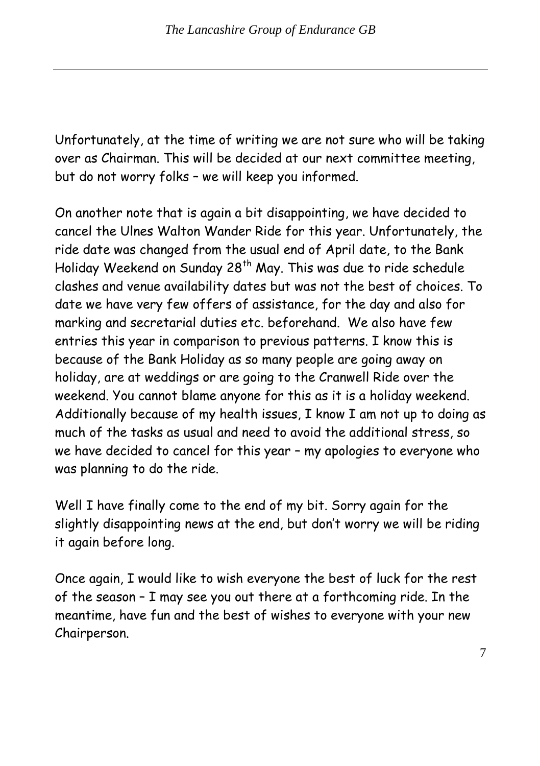Unfortunately, at the time of writing we are not sure who will be taking over as Chairman. This will be decided at our next committee meeting, but do not worry folks – we will keep you informed.

On another note that is again a bit disappointing, we have decided to cancel the Ulnes Walton Wander Ride for this year. Unfortunately, the ride date was changed from the usual end of April date, to the Bank Holiday Weekend on Sunday 28th May. This was due to ride schedule clashes and venue availability dates but was not the best of choices. To date we have very few offers of assistance, for the day and also for marking and secretarial duties etc. beforehand. We also have few entries this year in comparison to previous patterns. I know this is because of the Bank Holiday as so many people are going away on holiday, are at weddings or are going to the Cranwell Ride over the weekend. You cannot blame anyone for this as it is a holiday weekend. Additionally because of my health issues, I know I am not up to doing as much of the tasks as usual and need to avoid the additional stress, so we have decided to cancel for this year – my apologies to everyone who was planning to do the ride.

Well I have finally come to the end of my bit. Sorry again for the slightly disappointing news at the end, but don't worry we will be riding it again before long.

Once again, I would like to wish everyone the best of luck for the rest of the season – I may see you out there at a forthcoming ride. In the meantime, have fun and the best of wishes to everyone with your new Chairperson.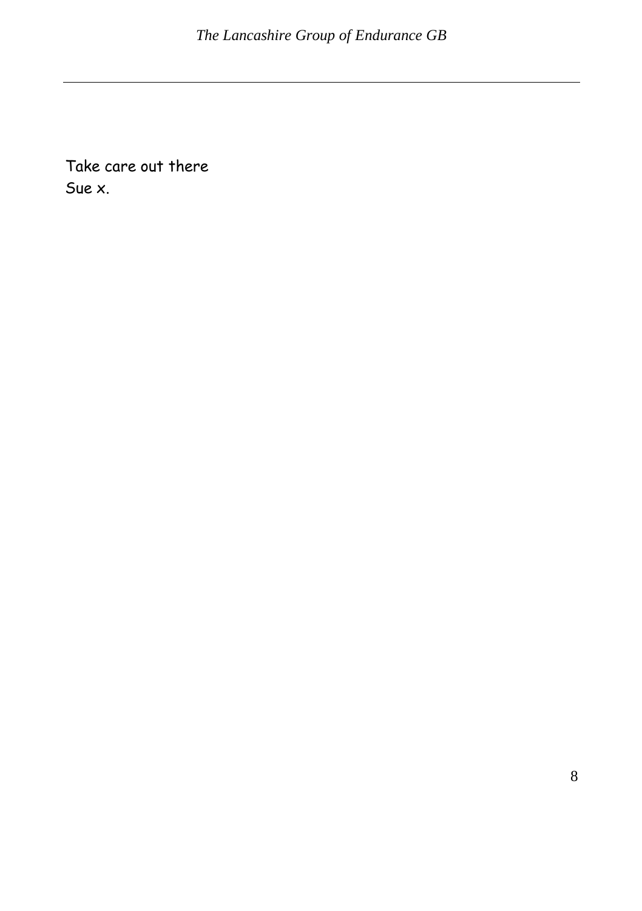Take care out there
Sue x.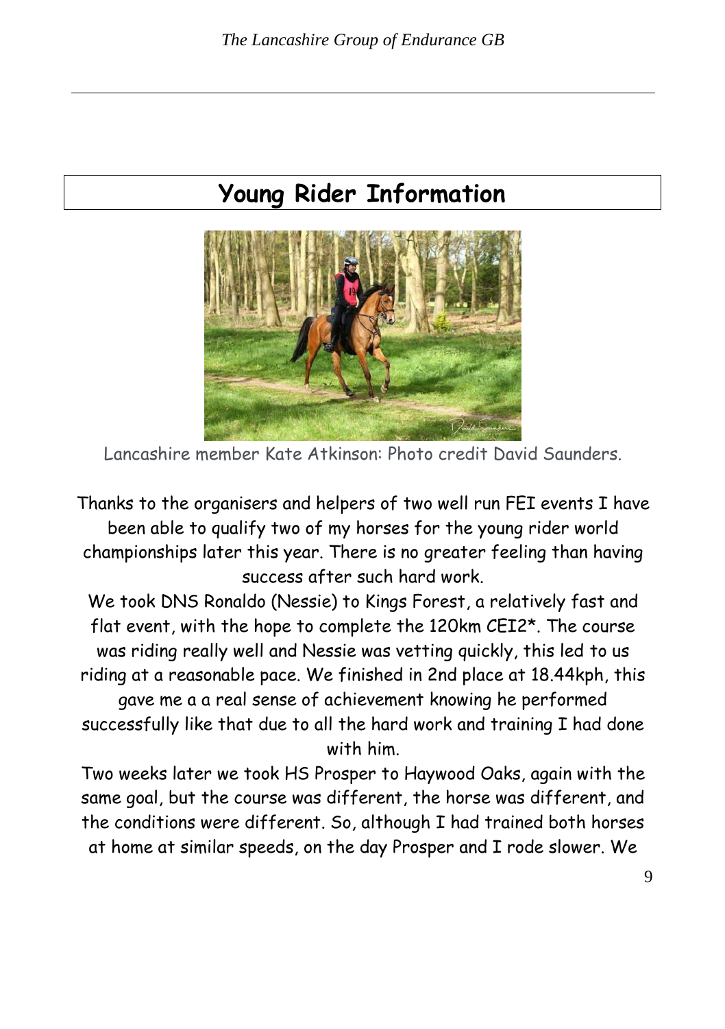## Young Rider Information

Lancashire member Kate Atkinson: Photo credit David Saunders.

Thanks to the organisers and helpers of two well run FEI events I have been able to qualify two of my horses for the young rider world championships later this year. There is no greater feeling than having success after such hard work.

We took DNS Ronaldo (Nessie) to Kings Forest, a relatively fast and flat event, with the hope to complete the 120km CEI2*. The course was riding really well and Nessie was vetting quickly, this led to us riding at a reasonable pace. We finished in 2nd place at 18.44kph, this gave me a a real sense of achievement knowing he performed successfully like that due to all the hard work and training I had done with him.

Two weeks later we took HS Prosper to Haywood Oaks, again with the same goal, but the course was different, the horse was different, and the conditions were different. So, although I had trained both horses at home at similar speeds, on the day Prosper and I rode slower. We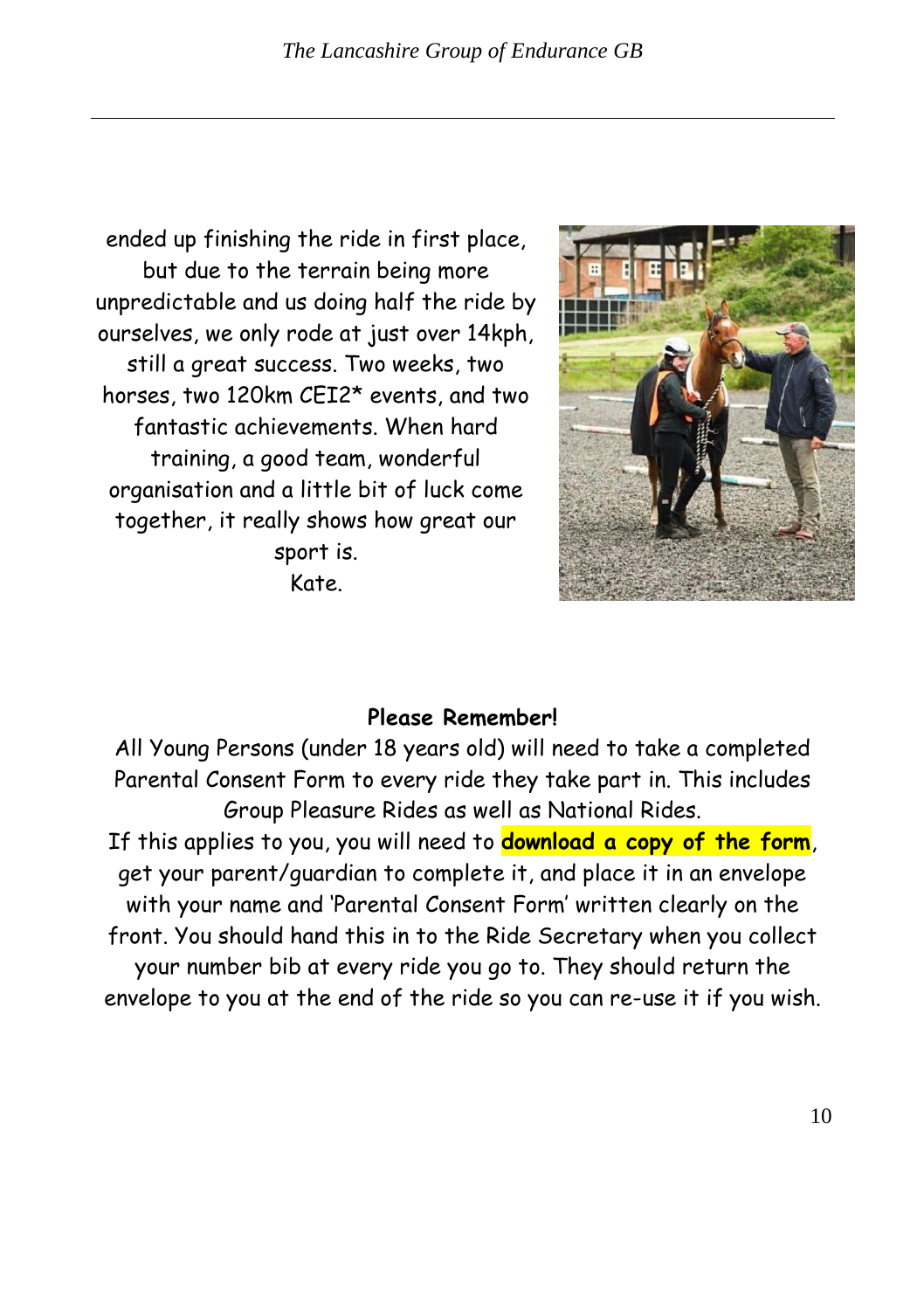ended up finishing the ride in first place, but due to the terrain being more unpredictable and us doing half the ride by ourselves, we only rode at just over 14kph, still a great success. Two weeks, two horses, two 120km CEI2* events, and two fantastic achievements. When hard training, a good team, wonderful organisation and a little bit of luck come together, it really shows how great our sport is.

Kate.

**Please Remember!**

All Young Persons (under 18 years old) will need to take a completed Parental Consent Form to every ride they take part in. This includes Group Pleasure Rides as well as National Rides.

If this applies to you, you will need to **download a copy of the form**, get your parent/guardian to complete it, and place it in an envelope with your name and 'Parental Consent Form' written clearly on the front. You should hand this in to the Ride Secretary when you collect your number bib at every ride you go to. They should return the envelope to you at the end of the ride so you can re-use it if you wish.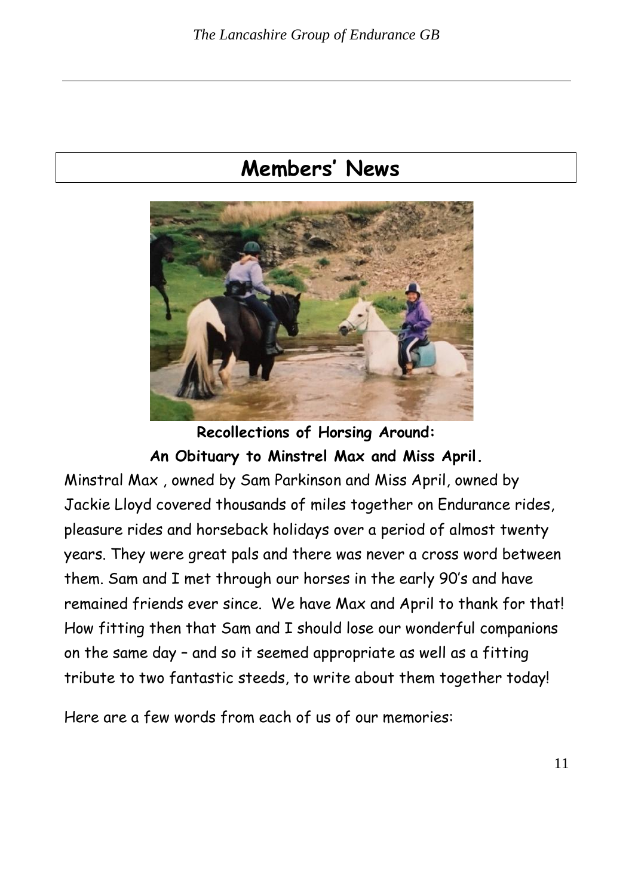# Members' News

**Recollections of Horsing Around:**
**An Obituary to Minstrel Max and Miss April.**

Minstral Max , owned by Sam Parkinson and Miss April, owned by Jackie Lloyd covered thousands of miles together on Endurance rides, pleasure rides and horseback holidays over a period of almost twenty years. They were great pals and there was never a cross word between them. Sam and I met through our horses in the early 90's and have remained friends ever since. We have Max and April to thank for that! How fitting then that Sam and I should lose our wonderful companions on the same day – and so it seemed appropriate as well as a fitting tribute to two fantastic steeds, to write about them together today!

Here are a few words from each of us of our memories: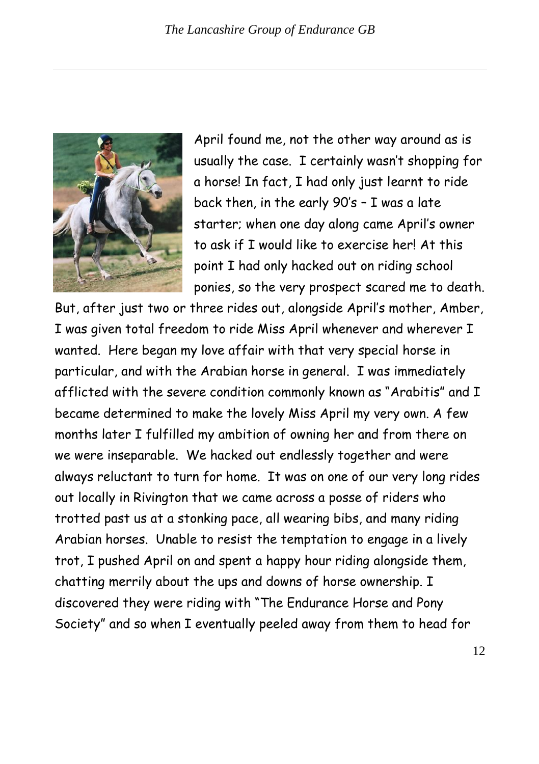April found me, not the other way around as is usually the case. I certainly wasn't shopping for a horse! In fact, I had only just learnt to ride back then, in the early 90's – I was a late starter; when one day along came April's owner to ask if I would like to exercise her! At this point I had only hacked out on riding school ponies, so the very prospect scared me to death. But, after just two or three rides out, alongside April's mother, Amber, I was given total freedom to ride Miss April whenever and wherever I wanted. Here began my love affair with that very special horse in particular, and with the Arabian horse in general. I was immediately afflicted with the severe condition commonly known as "Arabitis" and I became determined to make the lovely Miss April my very own. A few months later I fulfilled my ambition of owning her and from there on we were inseparable. We hacked out endlessly together and were always reluctant to turn for home. It was on one of our very long rides out locally in Rivington that we came across a posse of riders who trotted past us at a stonking pace, all wearing bibs, and many riding Arabian horses. Unable to resist the temptation to engage in a lively trot, I pushed April on and spent a happy hour riding alongside them, chatting merrily about the ups and downs of horse ownership. I discovered they were riding with "The Endurance Horse and Pony Society" and so when I eventually peeled away from them to head for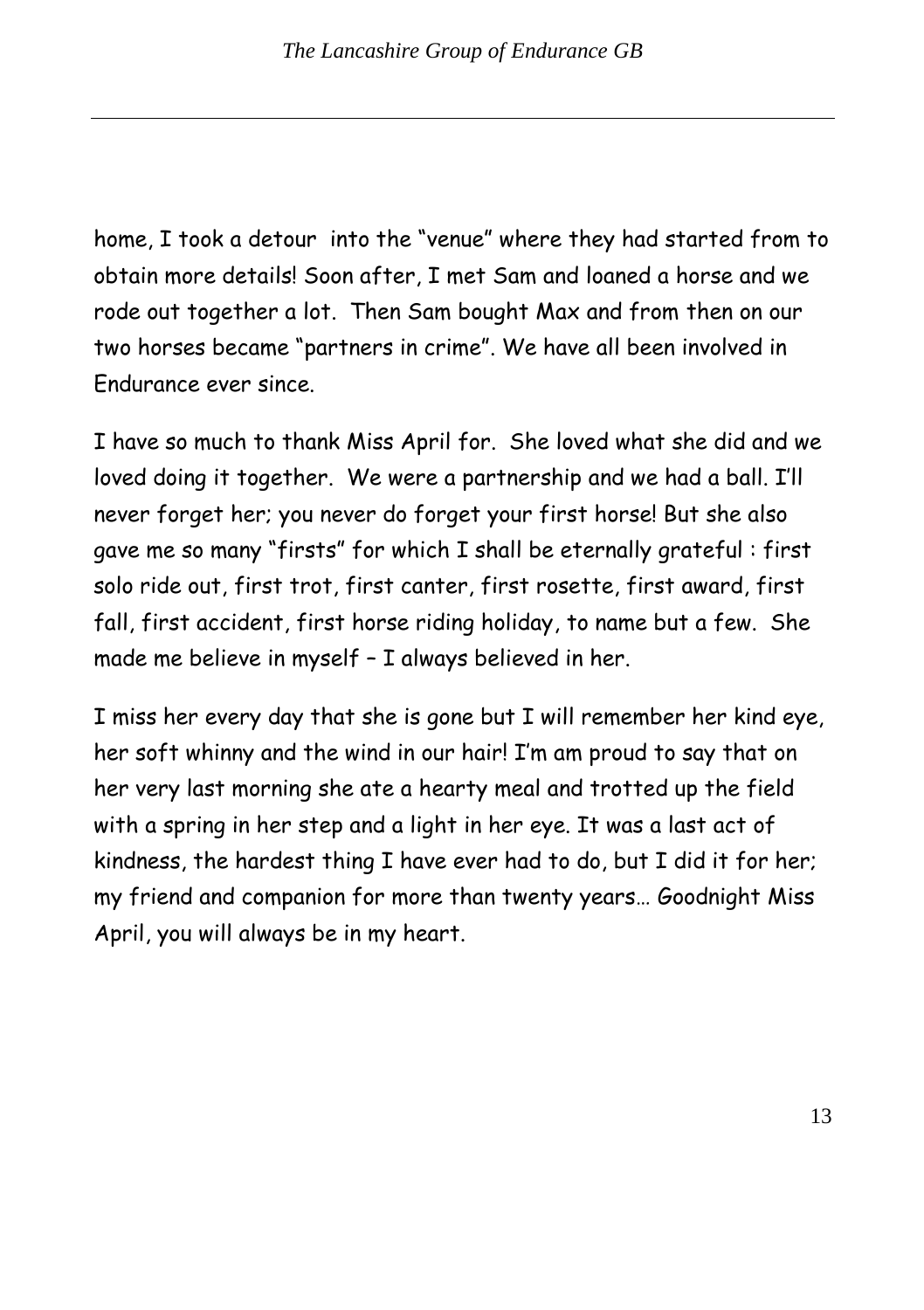home, I took a detour  into the "venue" where they had started from to obtain more details! Soon after, I met Sam and loaned a horse and we rode out together a lot.  Then Sam bought Max and from then on our two horses became "partners in crime". We have all been involved in Endurance ever since.

I have so much to thank Miss April for.  She loved what she did and we loved doing it together.  We were a partnership and we had a ball. I'll never forget her; you never do forget your first horse! But she also gave me so many "firsts" for which I shall be eternally grateful : first solo ride out, first trot, first canter, first rosette, first award, first fall, first accident, first horse riding holiday, to name but a few.  She made me believe in myself – I always believed in her.

I miss her every day that she is gone but I will remember her kind eye, her soft whinny and the wind in our hair! I'm am proud to say that on her very last morning she ate a hearty meal and trotted up the field with a spring in her step and a light in her eye. It was a last act of kindness, the hardest thing I have ever had to do, but I did it for her; my friend and companion for more than twenty years… Goodnight Miss April, you will always be in my heart.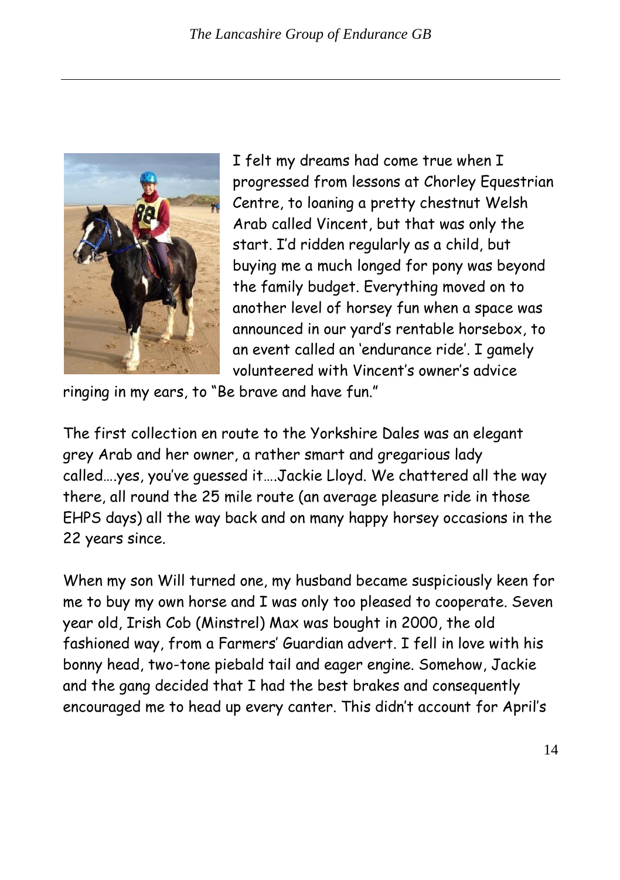I felt my dreams had come true when I progressed from lessons at Chorley Equestrian Centre, to loaning a pretty chestnut Welsh Arab called Vincent, but that was only the start. I'd ridden regularly as a child, but buying me a much longed for pony was beyond the family budget. Everything moved on to another level of horsey fun when a space was announced in our yard's rentable horsebox, to an event called an 'endurance ride'. I gamely volunteered with Vincent's owner's advice ringing in my ears, to "Be brave and have fun."

The first collection en route to the Yorkshire Dales was an elegant grey Arab and her owner, a rather smart and gregarious lady called….yes, you've guessed it….Jackie Lloyd. We chattered all the way there, all round the 25 mile route (an average pleasure ride in those EHPS days) all the way back and on many happy horsey occasions in the 22 years since.

When my son Will turned one, my husband became suspiciously keen for me to buy my own horse and I was only too pleased to cooperate. Seven year old, Irish Cob (Minstrel) Max was bought in 2000, the old fashioned way, from a Farmers' Guardian advert. I fell in love with his bonny head, two-tone piebald tail and eager engine. Somehow, Jackie and the gang decided that I had the best brakes and consequently encouraged me to head up every canter. This didn't account for April's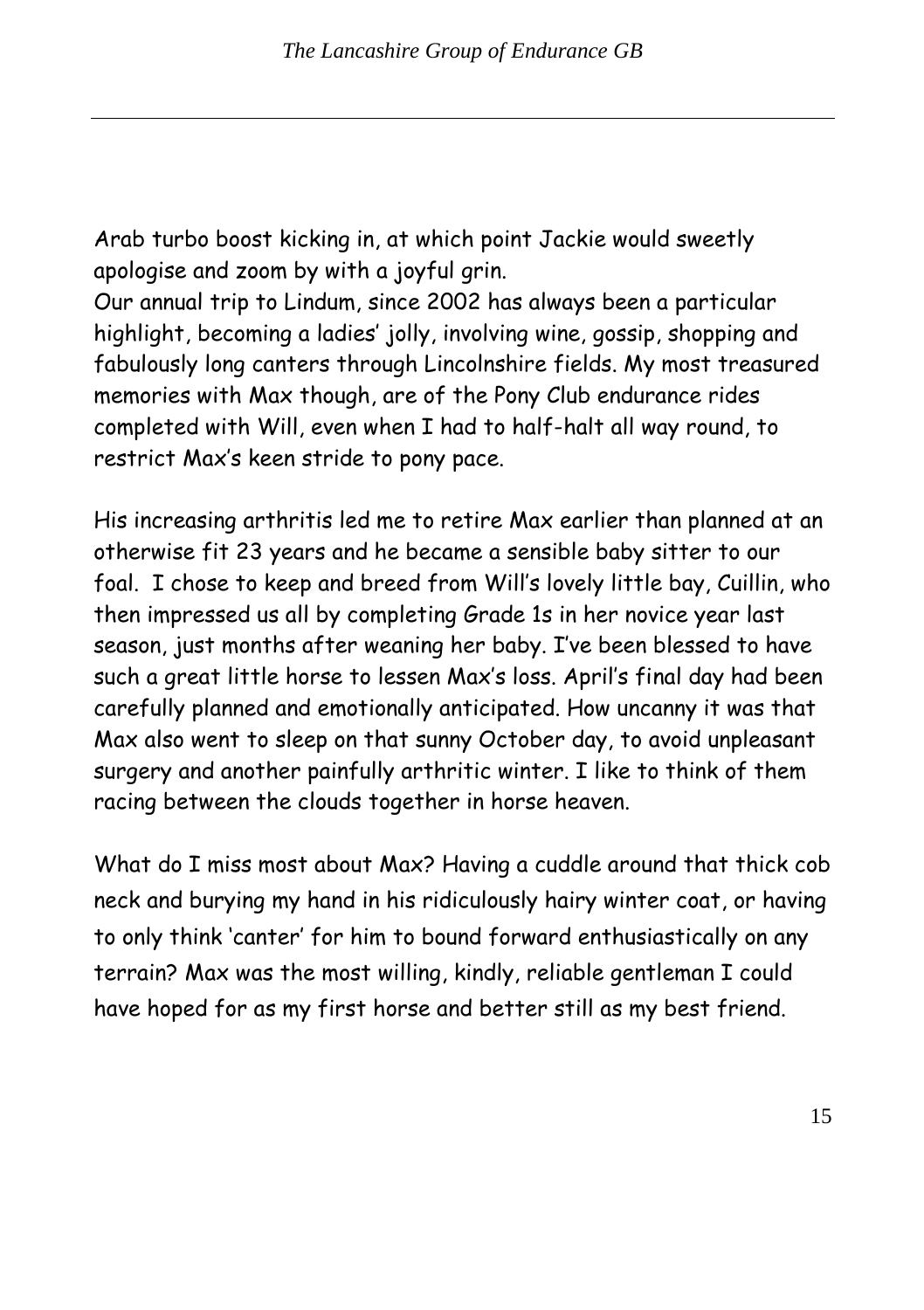Arab turbo boost kicking in, at which point Jackie would sweetly apologise and zoom by with a joyful grin.
Our annual trip to Lindum, since 2002 has always been a particular highlight, becoming a ladies' jolly, involving wine, gossip, shopping and fabulously long canters through Lincolnshire fields. My most treasured memories with Max though, are of the Pony Club endurance rides completed with Will, even when I had to half-halt all way round, to restrict Max's keen stride to pony pace.

His increasing arthritis led me to retire Max earlier than planned at an otherwise fit 23 years and he became a sensible baby sitter to our foal. I chose to keep and breed from Will's lovely little bay, Cuillin, who then impressed us all by completing Grade 1s in her novice year last season, just months after weaning her baby. I've been blessed to have such a great little horse to lessen Max's loss. April's final day had been carefully planned and emotionally anticipated. How uncanny it was that Max also went to sleep on that sunny October day, to avoid unpleasant surgery and another painfully arthritic winter. I like to think of them racing between the clouds together in horse heaven.

What do I miss most about Max? Having a cuddle around that thick cob neck and burying my hand in his ridiculously hairy winter coat, or having to only think 'canter' for him to bound forward enthusiastically on any terrain? Max was the most willing, kindly, reliable gentleman I could have hoped for as my first horse and better still as my best friend.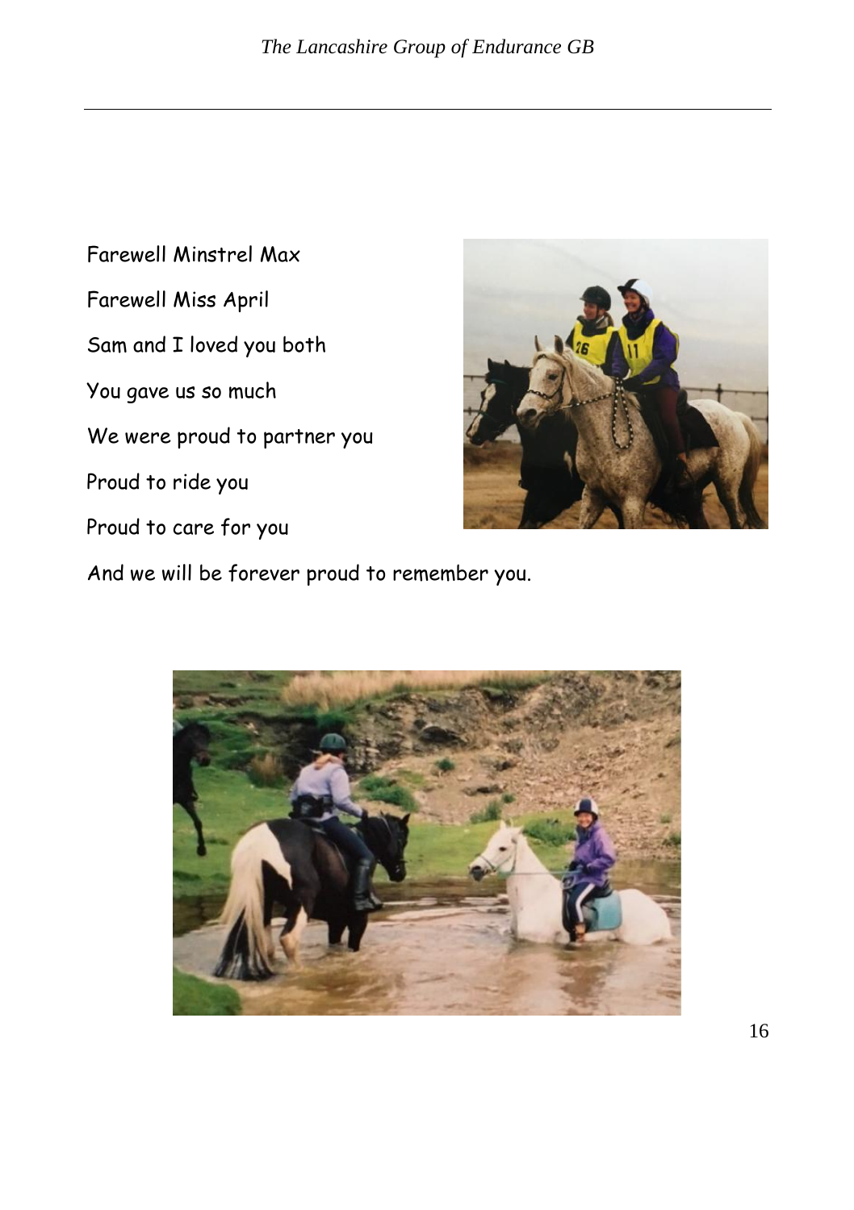Farewell Minstrel Max

Farewell Miss April

Sam and I loved you both

You gave us so much

We were proud to partner you

Proud to ride you

Proud to care for you

And we will be forever proud to remember you.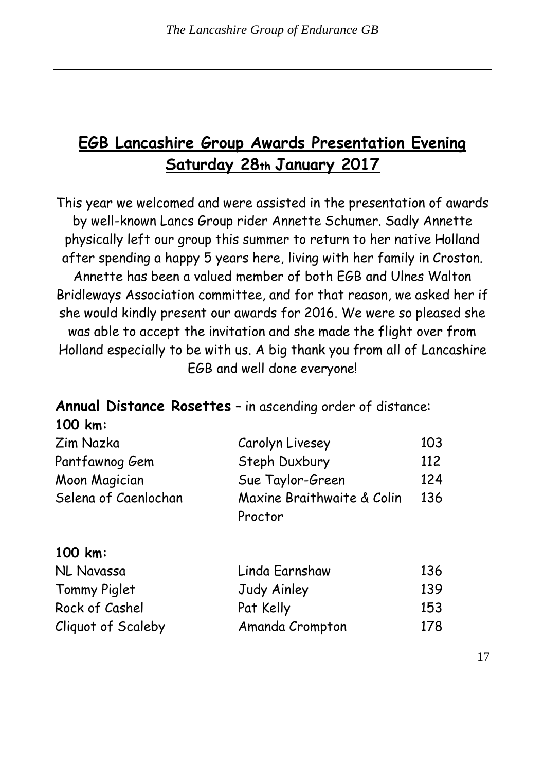## EGB Lancashire Group Awards Presentation Evening Saturday 28th January 2017

This year we welcomed and were assisted in the presentation of awards by well-known Lancs Group rider Annette Schumer. Sadly Annette physically left our group this summer to return to her native Holland after spending a happy 5 years here, living with her family in Croston. Annette has been a valued member of both EGB and Ulnes Walton Bridleways Association committee, and for that reason, we asked her if she would kindly present our awards for 2016. We were so pleased she was able to accept the invitation and she made the flight over from Holland especially to be with us. A big thank you from all of Lancashire EGB and well done everyone!

**Annual Distance Rosettes** – in ascending order of distance:

**100 km:**

| | | |
|---|---|---|
| Zim Nazka | Carolyn Livesey | 103 |
| Pantfawnog Gem | Steph Duxbury | 112 |
| Moon Magician | Sue Taylor-Green | 124 |
| Selena of Caenlochan | Maxine Braithwaite & Colin Proctor | 136 |

**100 km:**

| | | |
|---|---|---|
| NL Navassa | Linda Earnshaw | 136 |
| Tommy Piglet | Judy Ainley | 139 |
| Rock of Cashel | Pat Kelly | 153 |
| Cliquot of Scaleby | Amanda Crompton | 178 |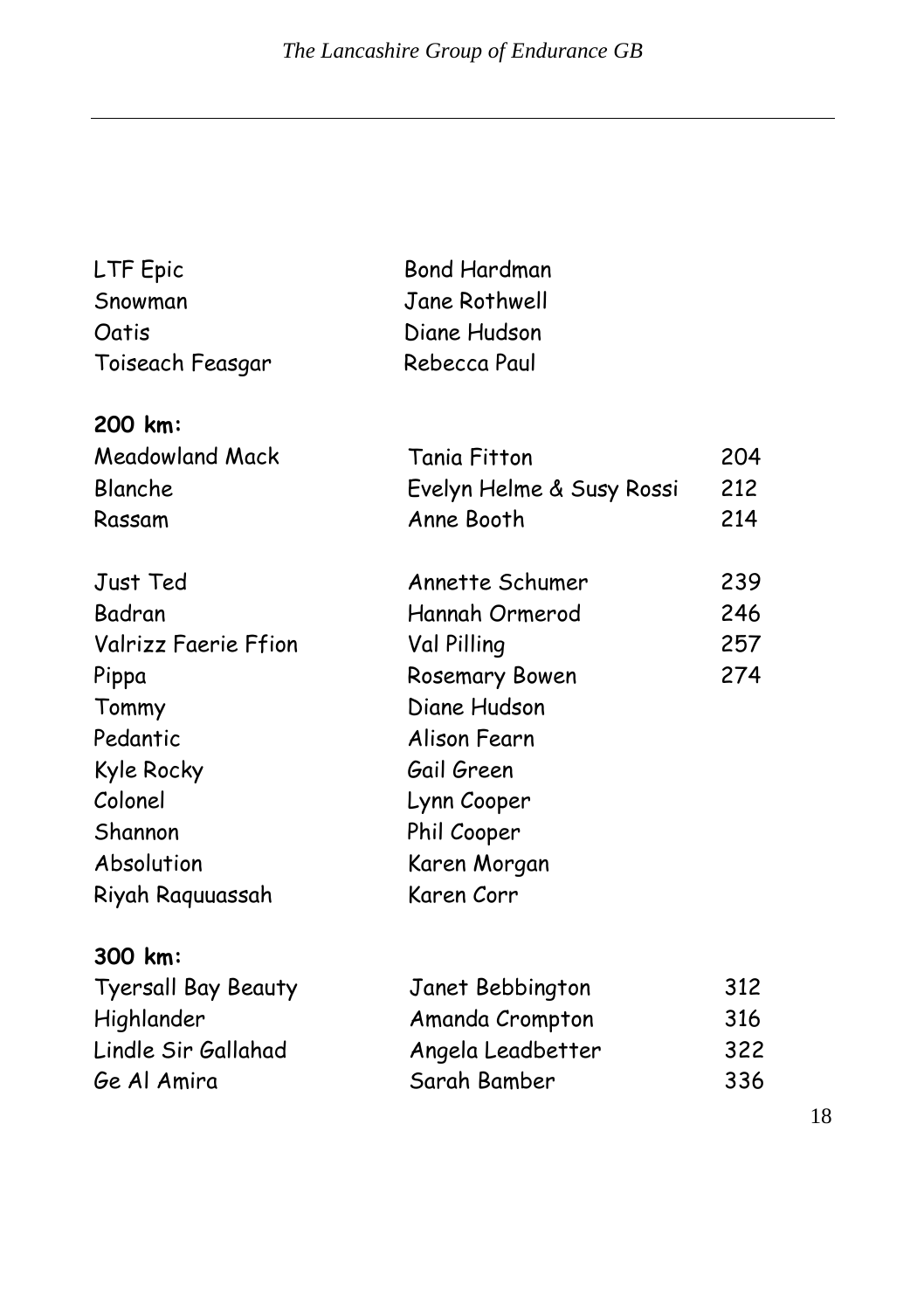| | | |
|---|---|---|
| LTF Epic | Bond Hardman | |
| Snowman | Jane Rothwell | |
| Oatis | Diane Hudson | |
| Toiseach Feasgar | Rebecca Paul | |

**200 km:**

| | | |
|---|---|---|
| Meadowland Mack | Tania Fitton | 204 |
| Blanche | Evelyn Helme & Susy Rossi | 212 |
| Rassam | Anne Booth | 214 |
| | | |
| Just Ted | Annette Schumer | 239 |
| Badran | Hannah Ormerod | 246 |
| Valrizz Faerie Ffion | Val Pilling | 257 |
| Pippa | Rosemary Bowen | 274 |
| Tommy | Diane Hudson | |
| Pedantic | Alison Fearn | |
| Kyle Rocky | Gail Green | |
| Colonel | Lynn Cooper | |
| Shannon | Phil Cooper | |
| Absolution | Karen Morgan | |
| Riyah Raquuassah | Karen Corr | |

**300 km:**

| | | |
|---|---|---|
| Tyersall Bay Beauty | Janet Bebbington | 312 |
| Highlander | Amanda Crompton | 316 |
| Lindle Sir Gallahad | Angela Leadbetter | 322 |
| Ge Al Amira | Sarah Bamber | 336 |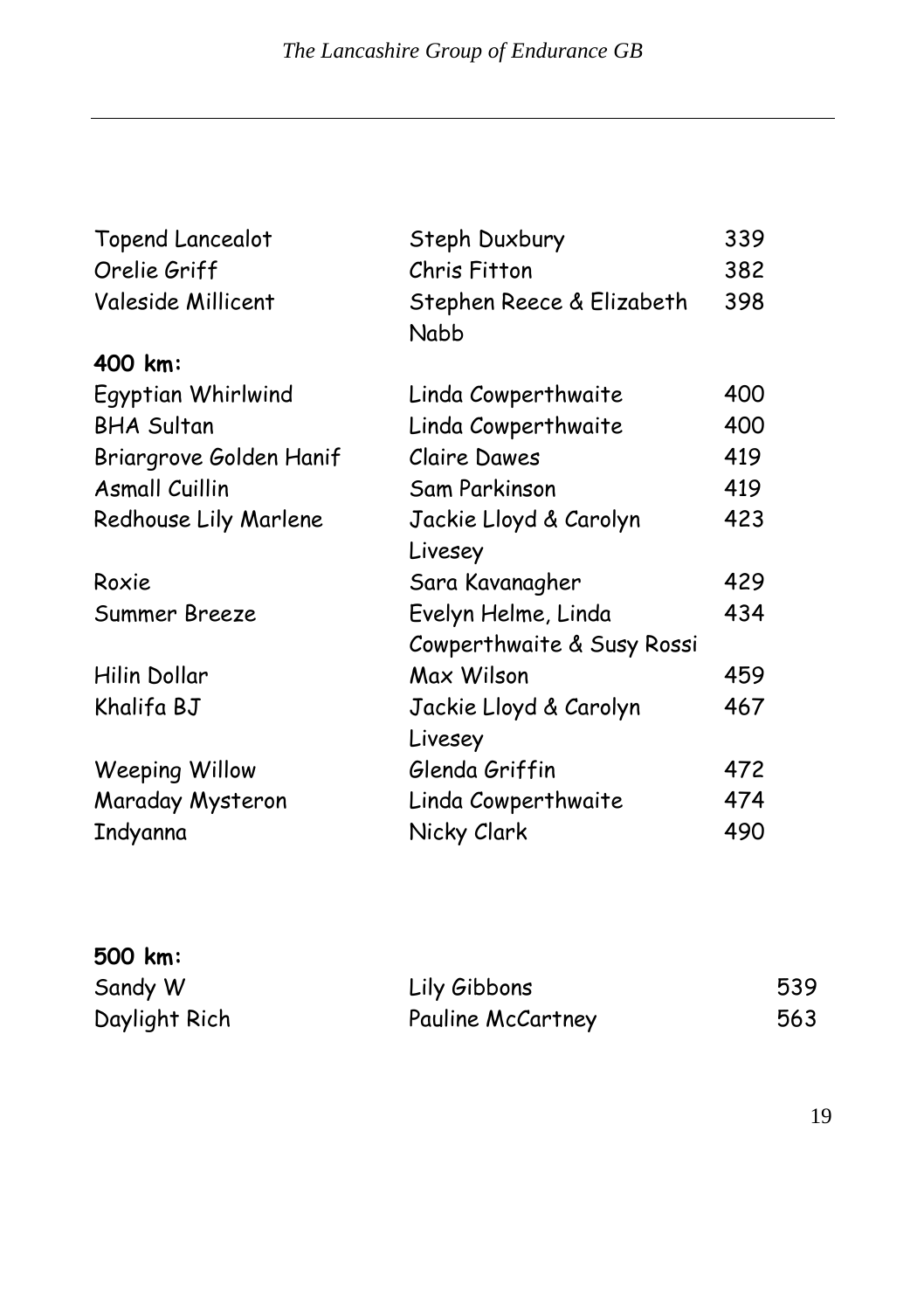| | | |
|---|---|---|
| Topend Lancealot | Steph Duxbury | 339 |
| Orelie Griff | Chris Fitton | 382 |
| Valeside Millicent | Stephen Reece & Elizabeth Nabb | 398 |

**400 km:**

| | | |
|---|---|---|
| Egyptian Whirlwind | Linda Cowperthwaite | 400 |
| BHA Sultan | Linda Cowperthwaite | 400 |
| Briargrove Golden Hanif | Claire Dawes | 419 |
| Asmall Cuillin | Sam Parkinson | 419 |
| Redhouse Lily Marlene | Jackie Lloyd & Carolyn Livesey | 423 |
| Roxie | Sara Kavanagher | 429 |
| Summer Breeze | Evelyn Helme, Linda Cowperthwaite & Susy Rossi | 434 |
| Hilin Dollar | Max Wilson | 459 |
| Khalifa BJ | Jackie Lloyd & Carolyn Livesey | 467 |
| Weeping Willow | Glenda Griffin | 472 |
| Maraday Mysteron | Linda Cowperthwaite | 474 |
| Indyanna | Nicky Clark | 490 |

**500 km:**

| | | |
|---|---|---|
| Sandy W | Lily Gibbons | 539 |
| Daylight Rich | Pauline McCartney | 563 |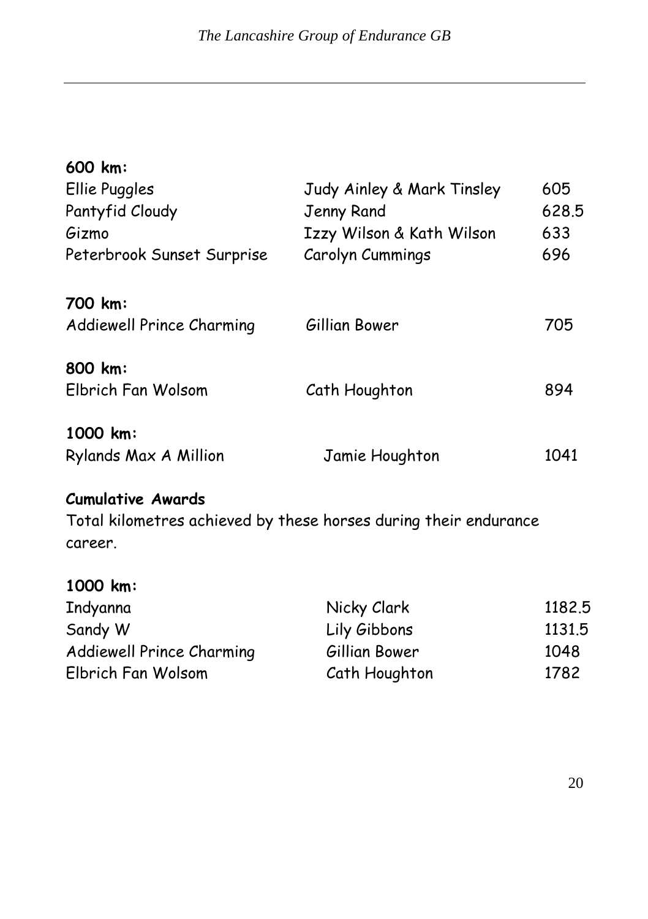**600 km:**

| | | |
|---|---|---|
| Ellie Puggles | Judy Ainley & Mark Tinsley | 605 |
| Pantyfid Cloudy | Jenny Rand | 628.5 |
| Gizmo | Izzy Wilson & Kath Wilson | 633 |
| Peterbrook Sunset Surprise | Carolyn Cummings | 696 |

**700 km:**

| | | |
|---|---|---|
| Addiewell Prince Charming | Gillian Bower | 705 |

**800 km:**

| | | |
|---|---|---|
| Elbrich Fan Wolsom | Cath Houghton | 894 |

**1000 km:**

| | | |
|---|---|---|
| Rylands Max A Million | Jamie Houghton | 1041 |

**Cumulative Awards**

Total kilometres achieved by these horses during their endurance career.

**1000 km:**

| | | |
|---|---|---|
| Indyanna | Nicky Clark | 1182.5 |
| Sandy W | Lily Gibbons | 1131.5 |
| Addiewell Prince Charming | Gillian Bower | 1048 |
| Elbrich Fan Wolsom | Cath Houghton | 1782 |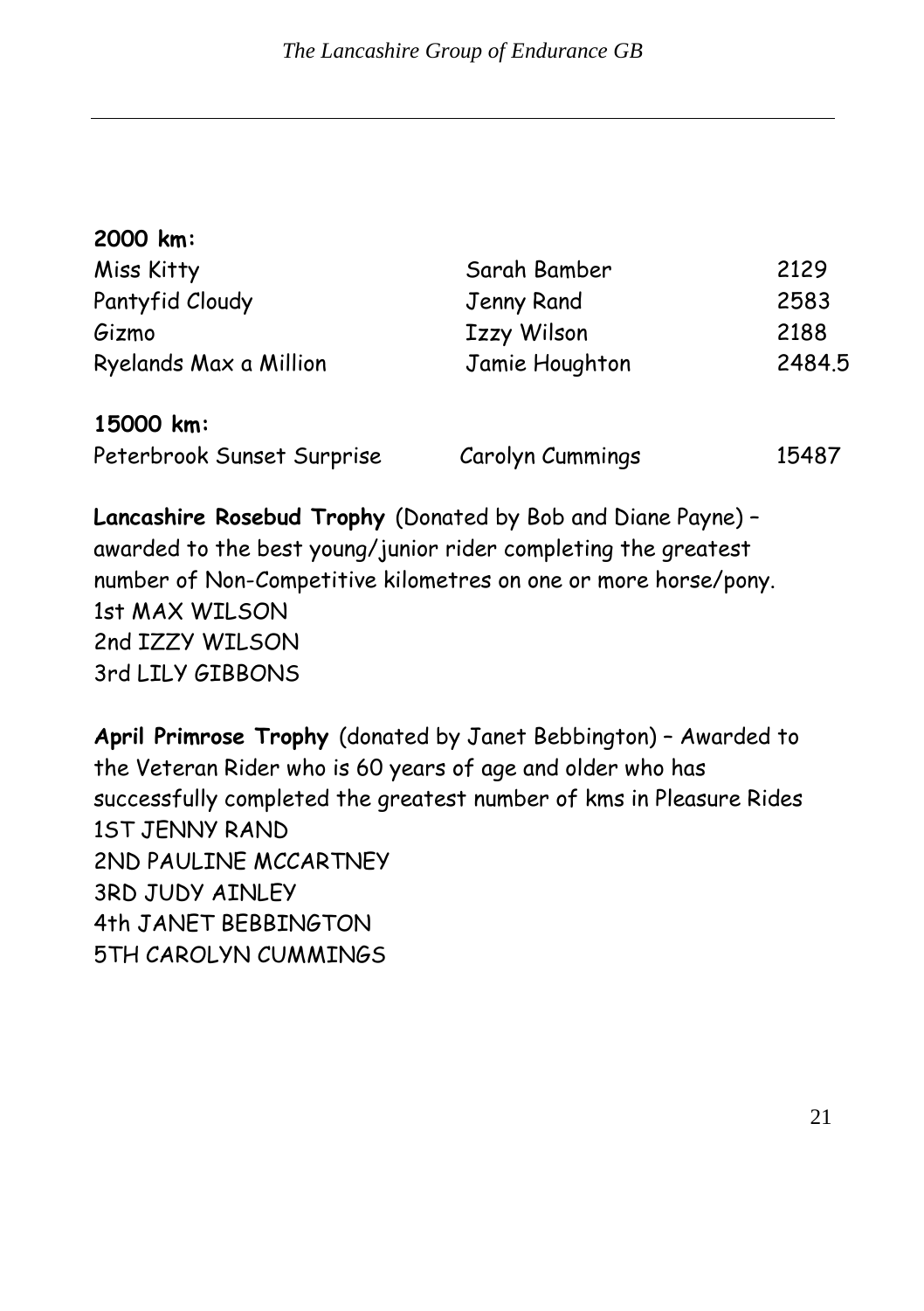**2000 km:**

| | | |
|---|---|---|
| Miss Kitty | Sarah Bamber | 2129 |
| Pantyfid Cloudy | Jenny Rand | 2583 |
| Gizmo | Izzy Wilson | 2188 |
| Ryelands Max a Million | Jamie Houghton | 2484.5 |

**15000 km:**

| | | |
|---|---|---|
| Peterbrook Sunset Surprise | Carolyn Cummings | 15487 |

**Lancashire Rosebud Trophy** (Donated by Bob and Diane Payne) – awarded to the best young/junior rider completing the greatest number of Non-Competitive kilometres on one or more horse/pony.
1st MAX WILSON
2nd IZZY WILSON
3rd LILY GIBBONS

**April Primrose Trophy** (donated by Janet Bebbington) – Awarded to the Veteran Rider who is 60 years of age and older who has successfully completed the greatest number of kms in Pleasure Rides
1ST JENNY RAND
2ND PAULINE MCCARTNEY
3RD JUDY AINLEY
4th JANET BEBBINGTON
5TH CAROLYN CUMMINGS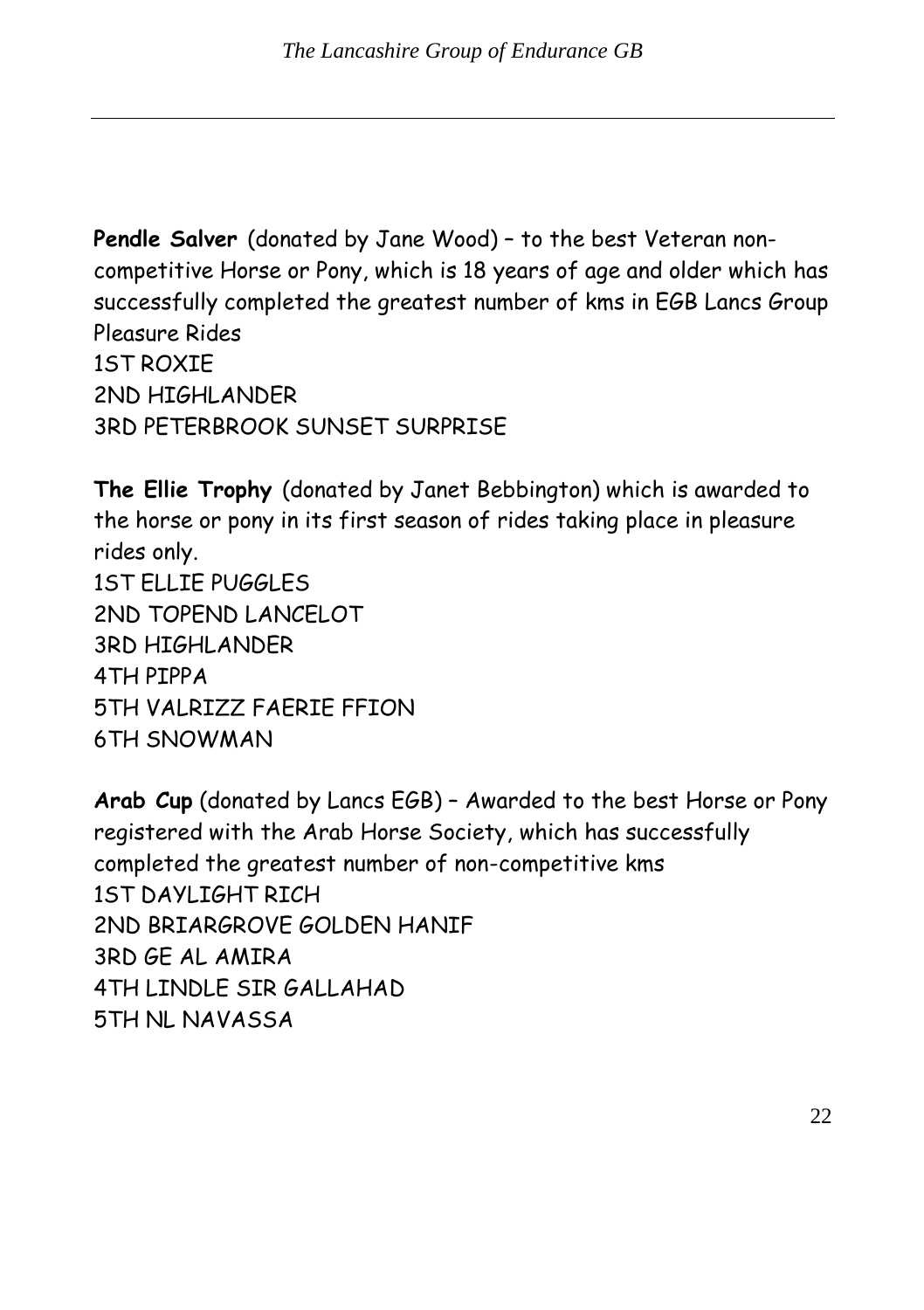**Pendle Salver** (donated by Jane Wood) – to the best Veteran non-competitive Horse or Pony, which is 18 years of age and older which has successfully completed the greatest number of kms in EGB Lancs Group Pleasure Rides
1ST ROXIE
2ND HIGHLANDER
3RD PETERBROOK SUNSET SURPRISE

**The Ellie Trophy** (donated by Janet Bebbington) which is awarded to the horse or pony in its first season of rides taking place in pleasure rides only.
1ST ELLIE PUGGLES
2ND TOPEND LANCELOT
3RD HIGHLANDER
4TH PIPPA
5TH VALRIZZ FAERIE FFION
6TH SNOWMAN

**Arab Cup** (donated by Lancs EGB) – Awarded to the best Horse or Pony registered with the Arab Horse Society, which has successfully completed the greatest number of non-competitive kms
1ST DAYLIGHT RICH
2ND BRIARGROVE GOLDEN HANIF
3RD GE AL AMIRA
4TH LINDLE SIR GALLAHAD
5TH NL NAVASSA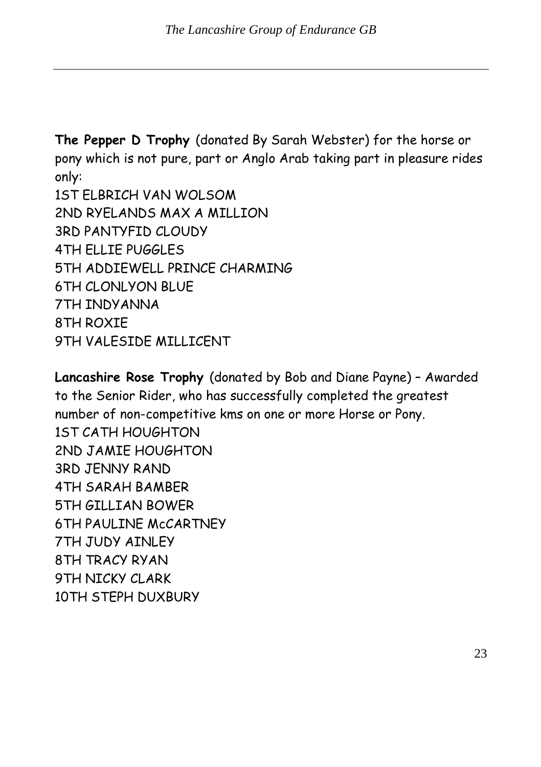**The Pepper D Trophy** (donated By Sarah Webster) for the horse or pony which is not pure, part or Anglo Arab taking part in pleasure rides only:

1ST ELBRICH VAN WOLSOM
2ND RYELANDS MAX A MILLION
3RD PANTYFID CLOUDY
4TH ELLIE PUGGLES
5TH ADDIEWELL PRINCE CHARMING
6TH CLONLYON BLUE
7TH INDYANNA
8TH ROXIE
9TH VALESIDE MILLICENT

**Lancashire Rose Trophy** (donated by Bob and Diane Payne) – Awarded to the Senior Rider, who has successfully completed the greatest number of non-competitive kms on one or more Horse or Pony.

1ST CATH HOUGHTON
2ND JAMIE HOUGHTON
3RD JENNY RAND
4TH SARAH BAMBER
5TH GILLIAN BOWER
6TH PAULINE McCARTNEY
7TH JUDY AINLEY
8TH TRACY RYAN
9TH NICKY CLARK
10TH STEPH DUXBURY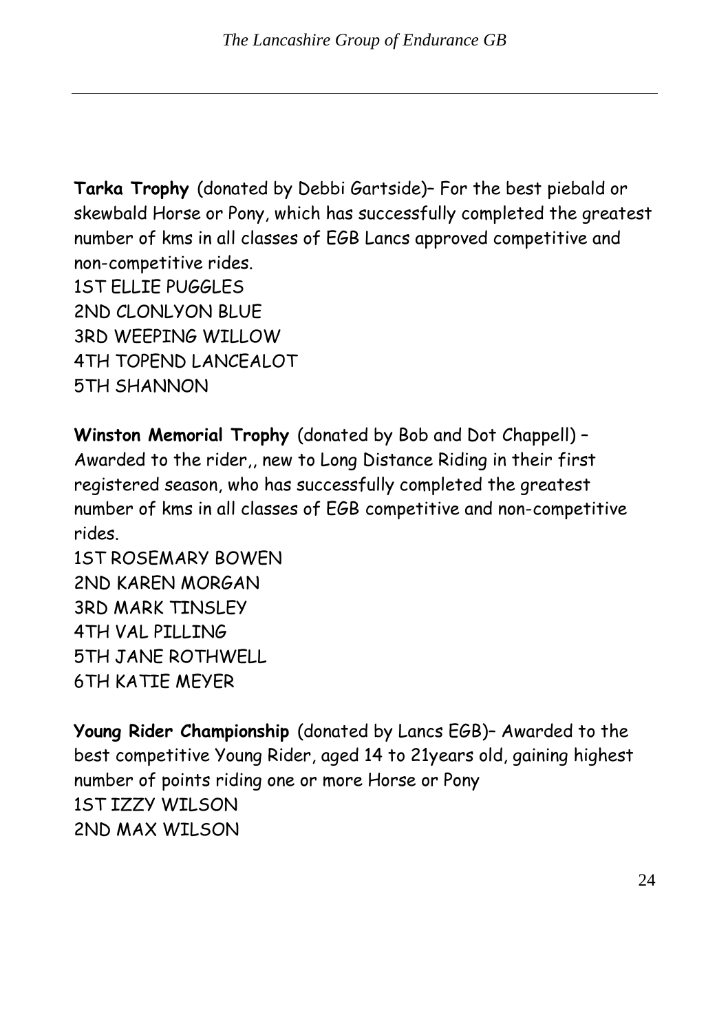**Tarka Trophy** (donated by Debbi Gartside)– For the best piebald or skewbald Horse or Pony, which has successfully completed the greatest number of kms in all classes of EGB Lancs approved competitive and non-competitive rides.

1ST ELLIE PUGGLES
2ND CLONLYON BLUE
3RD WEEPING WILLOW
4TH TOPEND LANCEALOT
5TH SHANNON

**Winston Memorial Trophy** (donated by Bob and Dot Chappell) – Awarded to the rider,, new to Long Distance Riding in their first registered season, who has successfully completed the greatest number of kms in all classes of EGB competitive and non-competitive rides.

1ST ROSEMARY BOWEN
2ND KAREN MORGAN
3RD MARK TINSLEY
4TH VAL PILLING
5TH JANE ROTHWELL
6TH KATIE MEYER

**Young Rider Championship** (donated by Lancs EGB)– Awarded to the best competitive Young Rider, aged 14 to 21years old, gaining highest number of points riding one or more Horse or Pony

1ST IZZY WILSON
2ND MAX WILSON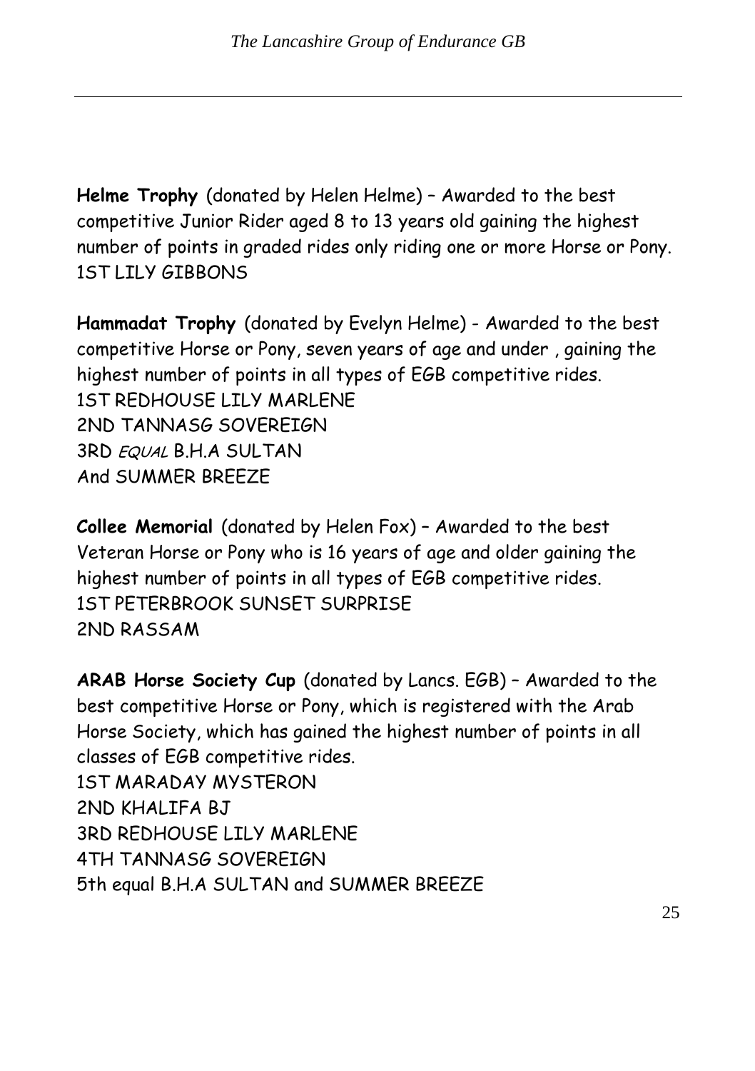**Helme Trophy** (donated by Helen Helme) – Awarded to the best competitive Junior Rider aged 8 to 13 years old gaining the highest number of points in graded rides only riding one or more Horse or Pony.
1ST LILY GIBBONS

**Hammadat Trophy** (donated by Evelyn Helme) - Awarded to the best competitive Horse or Pony, seven years of age and under , gaining the highest number of points in all types of EGB competitive rides.
1ST REDHOUSE LILY MARLENE
2ND TANNASG SOVEREIGN
3RD *EQUAL* B.H.A SULTAN
And SUMMER BREEZE

**Collee Memorial** (donated by Helen Fox) – Awarded to the best Veteran Horse or Pony who is 16 years of age and older gaining the highest number of points in all types of EGB competitive rides.
1ST PETERBROOK SUNSET SURPRISE
2ND RASSAM

**ARAB Horse Society Cup** (donated by Lancs. EGB) – Awarded to the best competitive Horse or Pony, which is registered with the Arab Horse Society, which has gained the highest number of points in all classes of EGB competitive rides.
1ST MARADAY MYSTERON
2ND KHALIFA BJ
3RD REDHOUSE LILY MARLENE
4TH TANNASG SOVEREIGN
5th equal B.H.A SULTAN and SUMMER BREEZE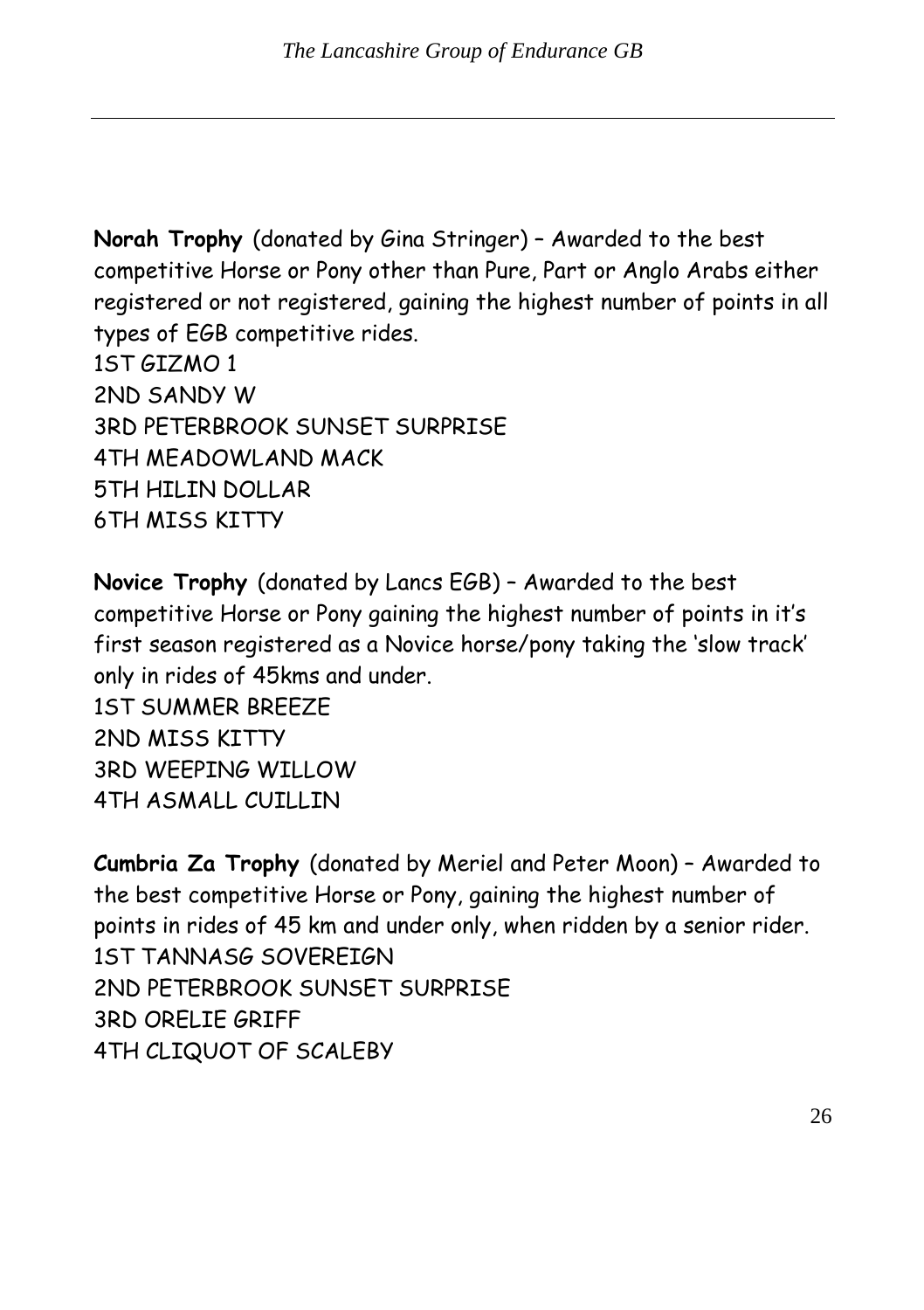**Norah Trophy** (donated by Gina Stringer) – Awarded to the best competitive Horse or Pony other than Pure, Part or Anglo Arabs either registered or not registered, gaining the highest number of points in all types of EGB competitive rides.
1ST GIZMO 1
2ND SANDY W
3RD PETERBROOK SUNSET SURPRISE
4TH MEADOWLAND MACK
5TH HILIN DOLLAR
6TH MISS KITTY

**Novice Trophy** (donated by Lancs EGB) – Awarded to the best competitive Horse or Pony gaining the highest number of points in it's first season registered as a Novice horse/pony taking the 'slow track' only in rides of 45kms and under.
1ST SUMMER BREEZE
2ND MISS KITTY
3RD WEEPING WILLOW
4TH ASMALL CUILLIN

**Cumbria Za Trophy** (donated by Meriel and Peter Moon) – Awarded to the best competitive Horse or Pony, gaining the highest number of points in rides of 45 km and under only, when ridden by a senior rider.
1ST TANNASG SOVEREIGN
2ND PETERBROOK SUNSET SURPRISE
3RD ORELIE GRIFF
4TH CLIQUOT OF SCALEBY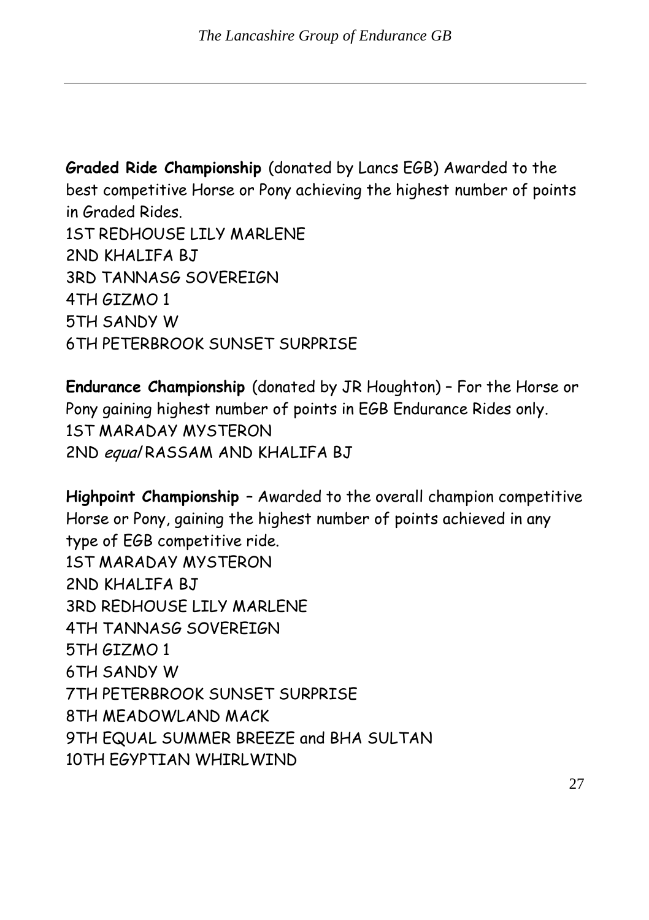**Graded Ride Championship** (donated by Lancs EGB) Awarded to the best competitive Horse or Pony achieving the highest number of points in Graded Rides.
1ST REDHOUSE LILY MARLENE
2ND KHALIFA BJ
3RD TANNASG SOVEREIGN
4TH GIZMO 1
5TH SANDY W
6TH PETERBROOK SUNSET SURPRISE

**Endurance Championship** (donated by JR Houghton) – For the Horse or Pony gaining highest number of points in EGB Endurance Rides only.
1ST MARADAY MYSTERON
2ND *equal* RASSAM AND KHALIFA BJ

**Highpoint Championship** – Awarded to the overall champion competitive Horse or Pony, gaining the highest number of points achieved in any type of EGB competitive ride.
1ST MARADAY MYSTERON
2ND KHALIFA BJ
3RD REDHOUSE LILY MARLENE
4TH TANNASG SOVEREIGN
5TH GIZMO 1
6TH SANDY W
7TH PETERBROOK SUNSET SURPRISE
8TH MEADOWLAND MACK
9TH EQUAL SUMMER BREEZE and BHA SULTAN
10TH EGYPTIAN WHIRLWIND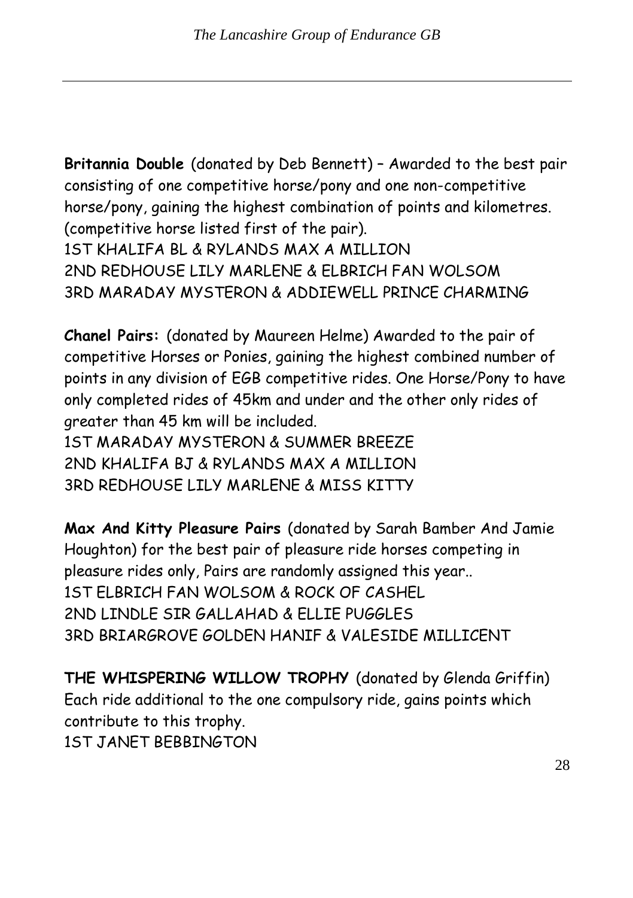**Britannia Double** (donated by Deb Bennett) – Awarded to the best pair consisting of one competitive horse/pony and one non-competitive horse/pony, gaining the highest combination of points and kilometres. (competitive horse listed first of the pair).

1ST KHALIFA BL & RYLANDS MAX A MILLION
2ND REDHOUSE LILY MARLENE & ELBRICH FAN WOLSOM
3RD MARADAY MYSTERON & ADDIEWELL PRINCE CHARMING

**Chanel Pairs:** (donated by Maureen Helme) Awarded to the pair of competitive Horses or Ponies, gaining the highest combined number of points in any division of EGB competitive rides. One Horse/Pony to have only completed rides of 45km and under and the other only rides of greater than 45 km will be included.

1ST MARADAY MYSTERON & SUMMER BREEZE
2ND KHALIFA BJ & RYLANDS MAX A MILLION
3RD REDHOUSE LILY MARLENE & MISS KITTY

**Max And Kitty Pleasure Pairs** (donated by Sarah Bamber And Jamie Houghton) for the best pair of pleasure ride horses competing in pleasure rides only, Pairs are randomly assigned this year..

1ST ELBRICH FAN WOLSOM & ROCK OF CASHEL
2ND LINDLE SIR GALLAHAD & ELLIE PUGGLES
3RD BRIARGROVE GOLDEN HANIF & VALESIDE MILLICENT

**THE WHISPERING WILLOW TROPHY** (donated by Glenda Griffin) Each ride additional to the one compulsory ride, gains points which contribute to this trophy.

1ST JANET BEBBINGTON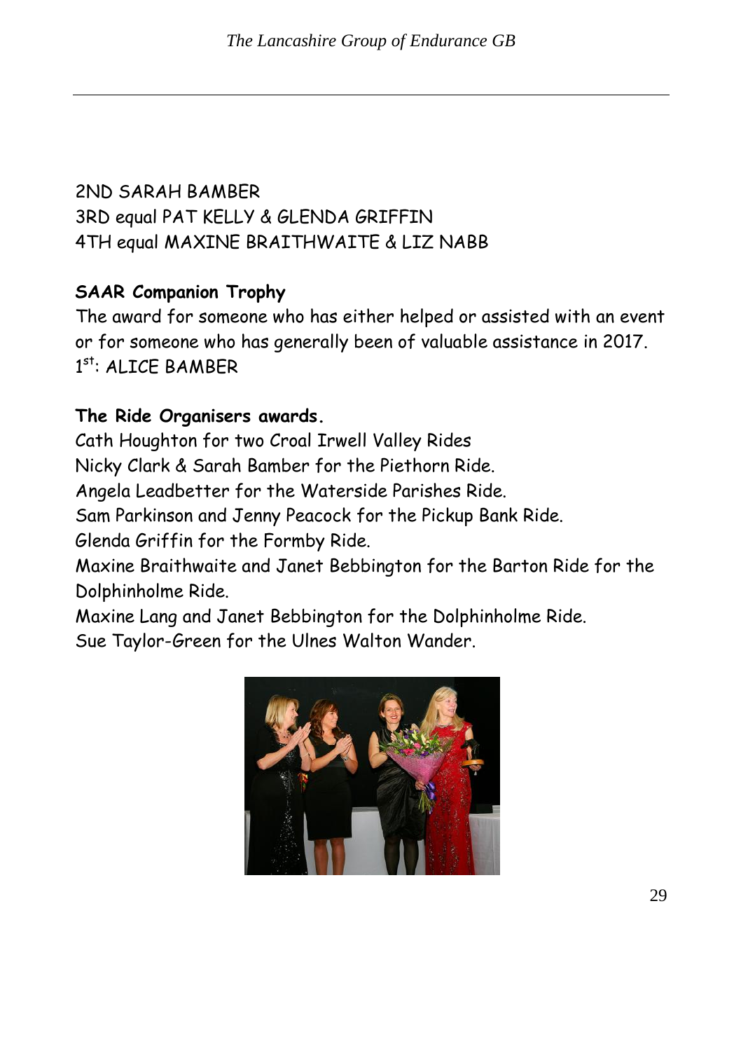2ND SARAH BAMBER
3RD equal PAT KELLY & GLENDA GRIFFIN
4TH equal MAXINE BRAITHWAITE & LIZ NABB

**SAAR Companion Trophy**

The award for someone who has either helped or assisted with an event or for someone who has generally been of valuable assistance in 2017.
1st: ALICE BAMBER

**The Ride Organisers awards.**

Cath Houghton for two Croal Irwell Valley Rides
Nicky Clark & Sarah Bamber for the Piethorn Ride.
Angela Leadbetter for the Waterside Parishes Ride.
Sam Parkinson and Jenny Peacock for the Pickup Bank Ride.
Glenda Griffin for the Formby Ride.
Maxine Braithwaite and Janet Bebbington for the Barton Ride for the Dolphinholme Ride.
Maxine Lang and Janet Bebbington for the Dolphinholme Ride.
Sue Taylor-Green for the Ulnes Walton Wander.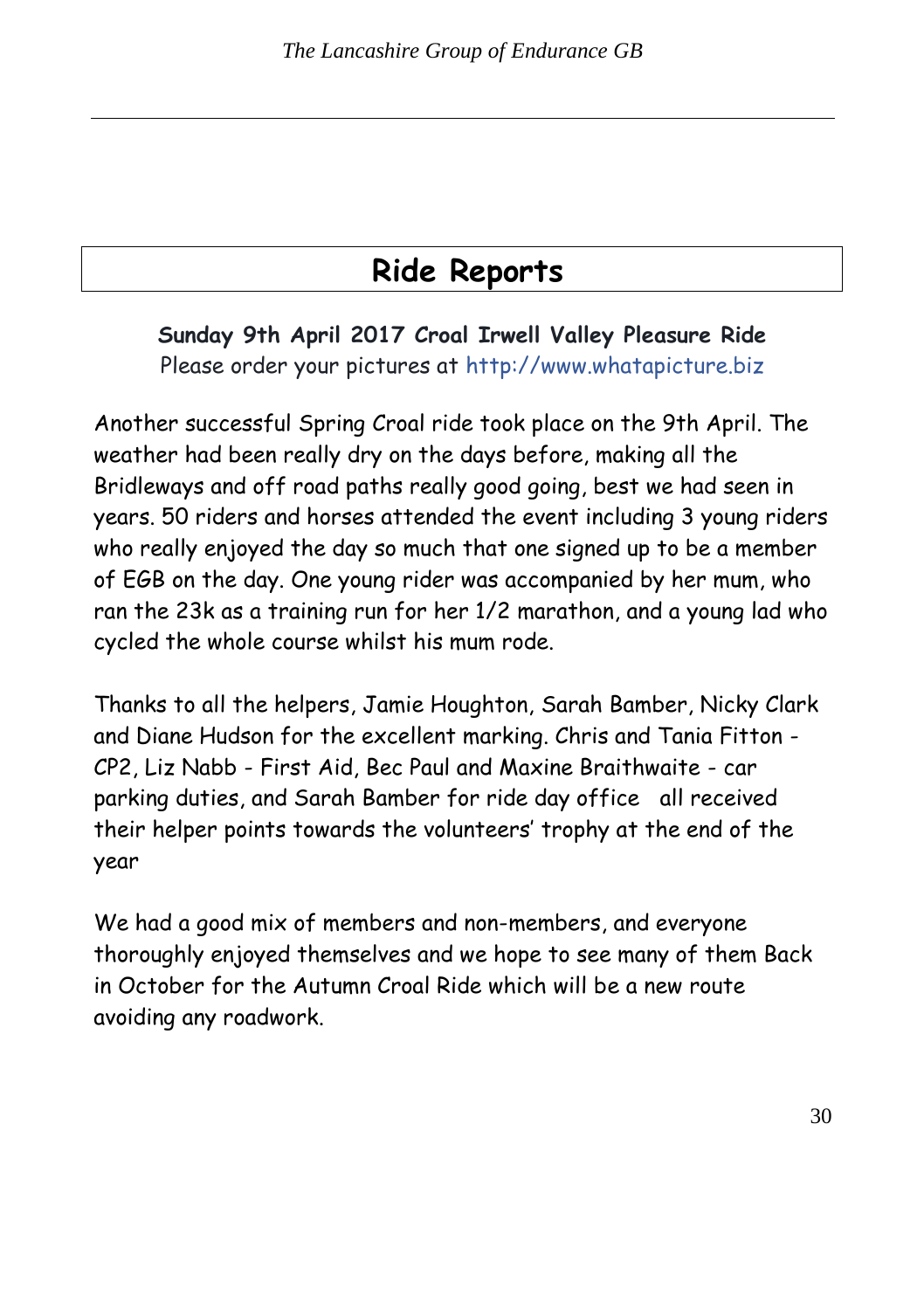# Ride Reports

**Sunday 9th April 2017 Croal Irwell Valley Pleasure Ride**

Please order your pictures at http://www.whatapicture.biz

Another successful Spring Croal ride took place on the 9th April. The weather had been really dry on the days before, making all the Bridleways and off road paths really good going, best we had seen in years. 50 riders and horses attended the event including 3 young riders who really enjoyed the day so much that one signed up to be a member of EGB on the day. One young rider was accompanied by her mum, who ran the 23k as a training run for her 1/2 marathon, and a young lad who cycled the whole course whilst his mum rode.

Thanks to all the helpers, Jamie Houghton, Sarah Bamber, Nicky Clark and Diane Hudson for the excellent marking. Chris and Tania Fitton - CP2, Liz Nabb - First Aid, Bec Paul and Maxine Braithwaite - car parking duties, and Sarah Bamber for ride day office all received their helper points towards the volunteers' trophy at the end of the year

We had a good mix of members and non-members, and everyone thoroughly enjoyed themselves and we hope to see many of them Back in October for the Autumn Croal Ride which will be a new route avoiding any roadwork.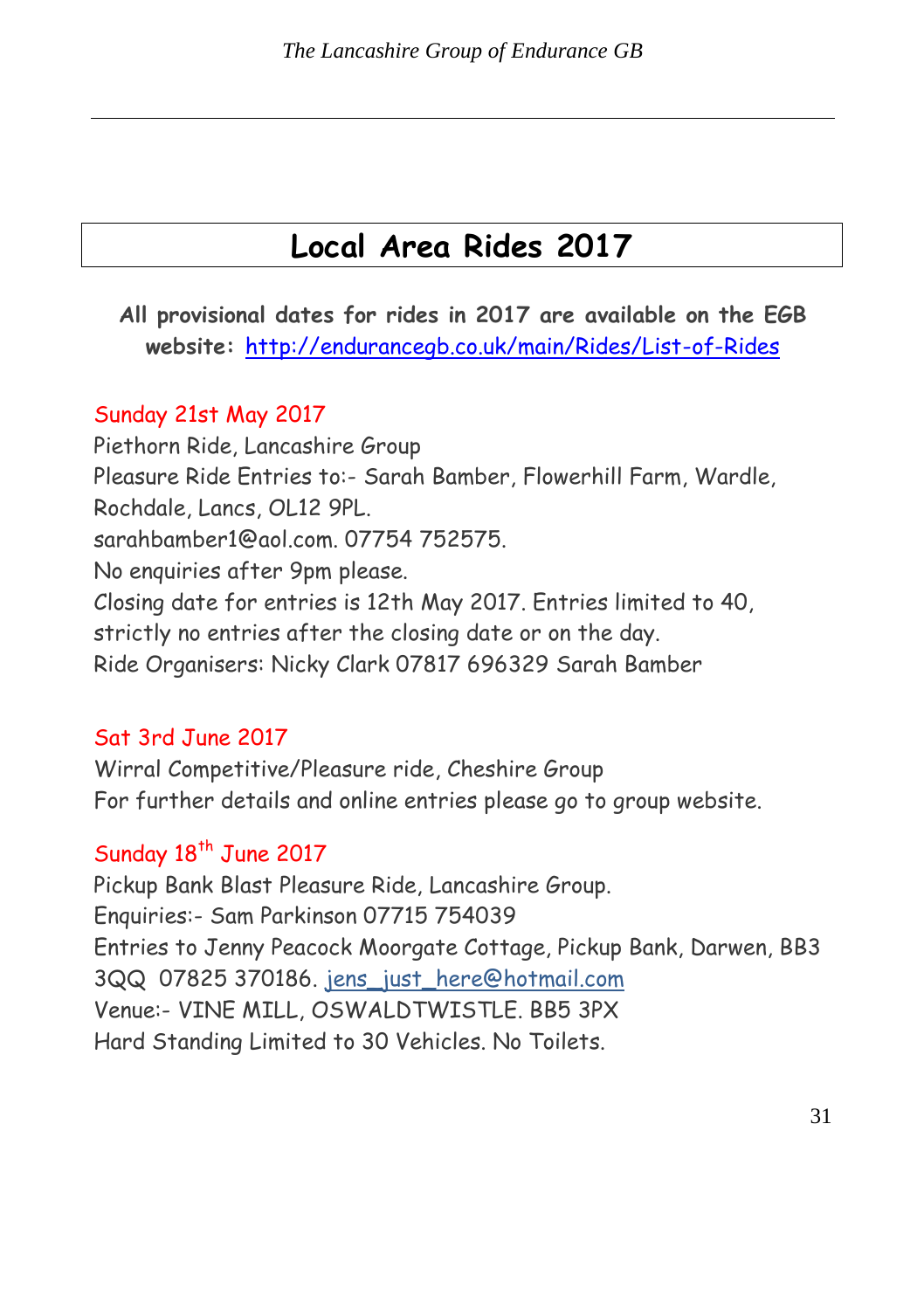# Local Area Rides 2017

**All provisional dates for rides in 2017 are available on the EGB website: http://endurancegb.co.uk/main/Rides/List-of-Rides**

Sunday 21st May 2017
Piethorn Ride, Lancashire Group
Pleasure Ride Entries to:- Sarah Bamber, Flowerhill Farm, Wardle, Rochdale, Lancs, OL12 9PL.
sarahbamber1@aol.com. 07754 752575.
No enquiries after 9pm please.
Closing date for entries is 12th May 2017. Entries limited to 40, strictly no entries after the closing date or on the day.
Ride Organisers: Nicky Clark 07817 696329 Sarah Bamber

Sat 3rd June 2017
Wirral Competitive/Pleasure ride, Cheshire Group
For further details and online entries please go to group website.

Sunday 18th June 2017
Pickup Bank Blast Pleasure Ride, Lancashire Group.
Enquiries:- Sam Parkinson 07715 754039
Entries to Jenny Peacock Moorgate Cottage, Pickup Bank, Darwen, BB3 3QQ 07825 370186. jens_just_here@hotmail.com
Venue:- VINE MILL, OSWALDTWISTLE. BB5 3PX
Hard Standing Limited to 30 Vehicles. No Toilets.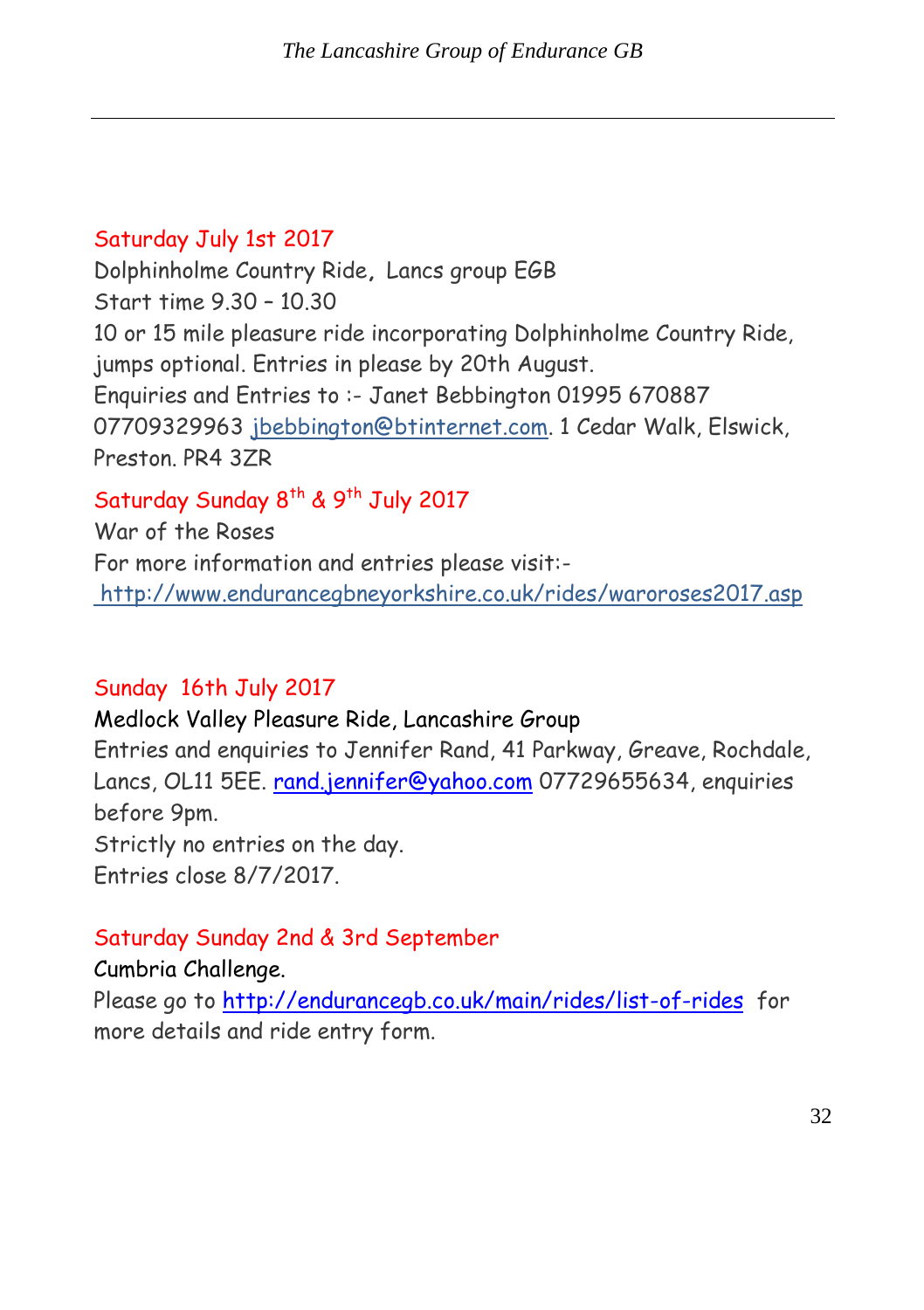## Saturday July 1st 2017

Dolphinholme Country Ride, Lancs group EGB
Start time 9.30 – 10.30
10 or 15 mile pleasure ride incorporating Dolphinholme Country Ride, jumps optional. Entries in please by 20th August.
Enquiries and Entries to :- Janet Bebbington 01995 670887 07709329963 jbebbington@btinternet.com. 1 Cedar Walk, Elswick, Preston. PR4 3ZR

## Saturday Sunday 8th & 9th July 2017

War of the Roses
For more information and entries please visit:-
http://www.endurancegbneyorkshire.co.uk/rides/waroroses2017.asp

## Sunday 16th July 2017

Medlock Valley Pleasure Ride, Lancashire Group
Entries and enquiries to Jennifer Rand, 41 Parkway, Greave, Rochdale, Lancs, OL11 5EE. rand.jennifer@yahoo.com 07729655634, enquiries before 9pm.
Strictly no entries on the day.
Entries close 8/7/2017.

## Saturday Sunday 2nd & 3rd September

Cumbria Challenge.
Please go to http://endurancegb.co.uk/main/rides/list-of-rides for more details and ride entry form.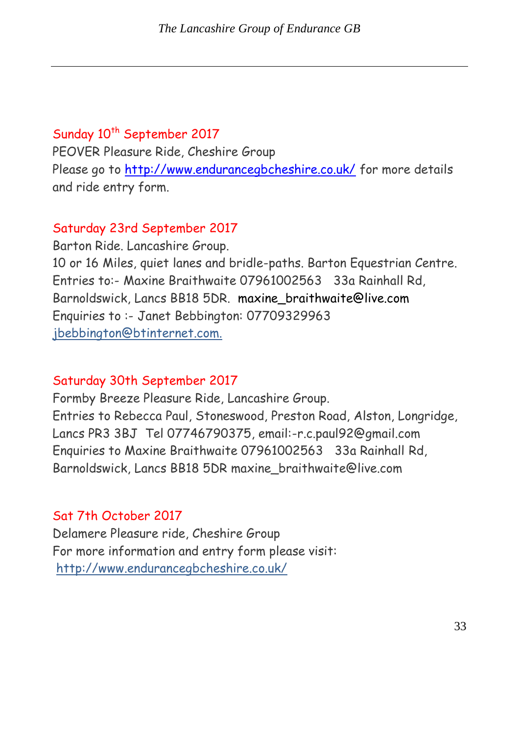## Sunday 10th September 2017

PEOVER Pleasure Ride, Cheshire Group

Please go to http://www.endurancegbcheshire.co.uk/ for more details and ride entry form.

## Saturday 23rd September 2017

Barton Ride. Lancashire Group.

10 or 16 Miles, quiet lanes and bridle-paths. Barton Equestrian Centre.

Entries to:- Maxine Braithwaite 07961002563 33a Rainhall Rd, Barnoldswick, Lancs BB18 5DR. maxine_braithwaite@live.com

Enquiries to :- Janet Bebbington: 07709329963

jbebbington@btinternet.com.

## Saturday 30th September 2017

Formby Breeze Pleasure Ride, Lancashire Group.

Entries to Rebecca Paul, Stoneswood, Preston Road, Alston, Longridge, Lancs PR3 3BJ Tel 07746790375, email:-r.c.paul92@gmail.com

Enquiries to Maxine Braithwaite 07961002563 33a Rainhall Rd, Barnoldswick, Lancs BB18 5DR maxine_braithwaite@live.com

## Sat 7th October 2017

Delamere Pleasure ride, Cheshire Group

For more information and entry form please visit:

http://www.endurancegbcheshire.co.uk/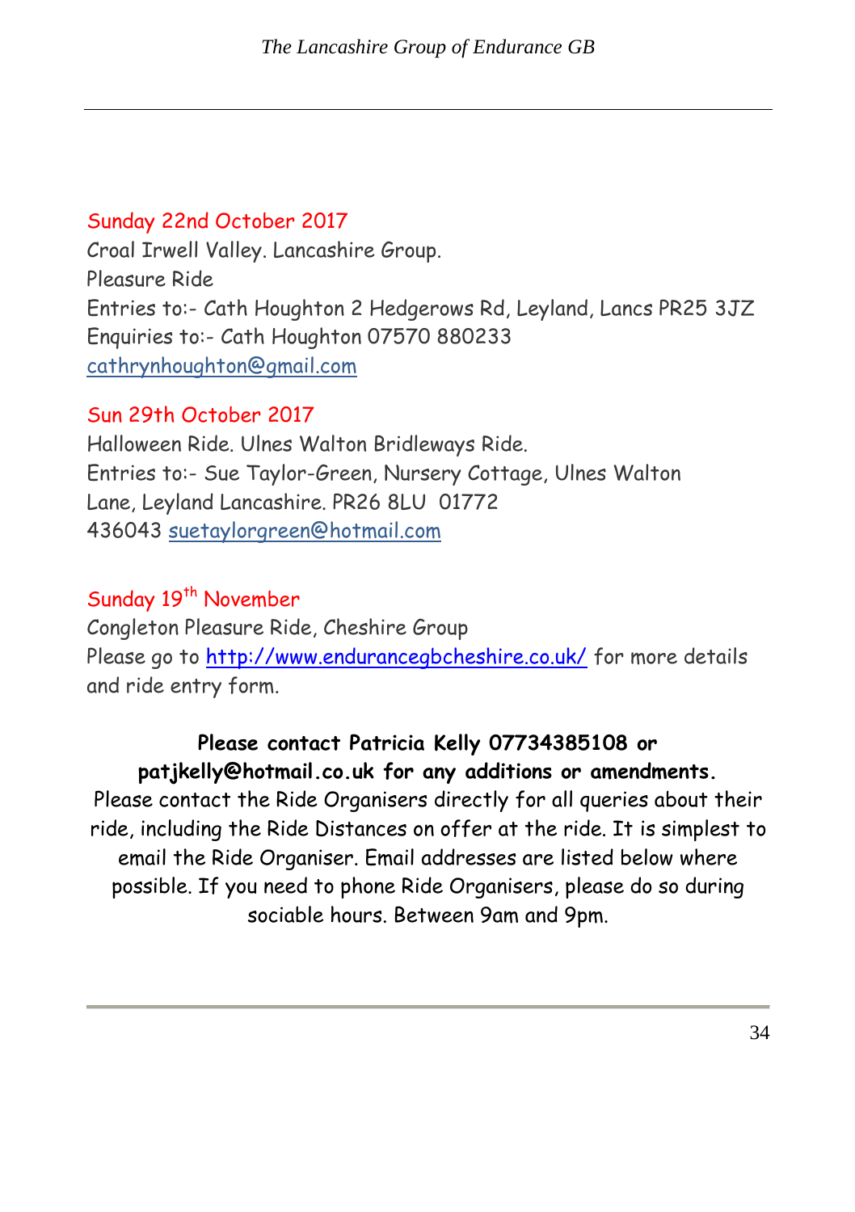Sunday 22nd October 2017

Croal Irwell Valley. Lancashire Group.

Pleasure Ride

Entries to:- Cath Houghton 2 Hedgerows Rd, Leyland, Lancs PR25 3JZ

Enquiries to:- Cath Houghton 07570 880233

cathrynhoughton@gmail.com

Sun 29th October 2017

Halloween Ride. Ulnes Walton Bridleways Ride.

Entries to:- Sue Taylor-Green, Nursery Cottage, Ulnes Walton Lane, Leyland Lancashire. PR26 8LU 01772 436043 suetaylorgreen@hotmail.com

Sunday 19th November

Congleton Pleasure Ride, Cheshire Group

Please go to http://www.endurancegbcheshire.co.uk/ for more details and ride entry form.

**Please contact Patricia Kelly 07734385108 or patjkelly@hotmail.co.uk for any additions or amendments.**

Please contact the Ride Organisers directly for all queries about their ride, including the Ride Distances on offer at the ride. It is simplest to email the Ride Organiser. Email addresses are listed below where possible. If you need to phone Ride Organisers, please do so during sociable hours. Between 9am and 9pm.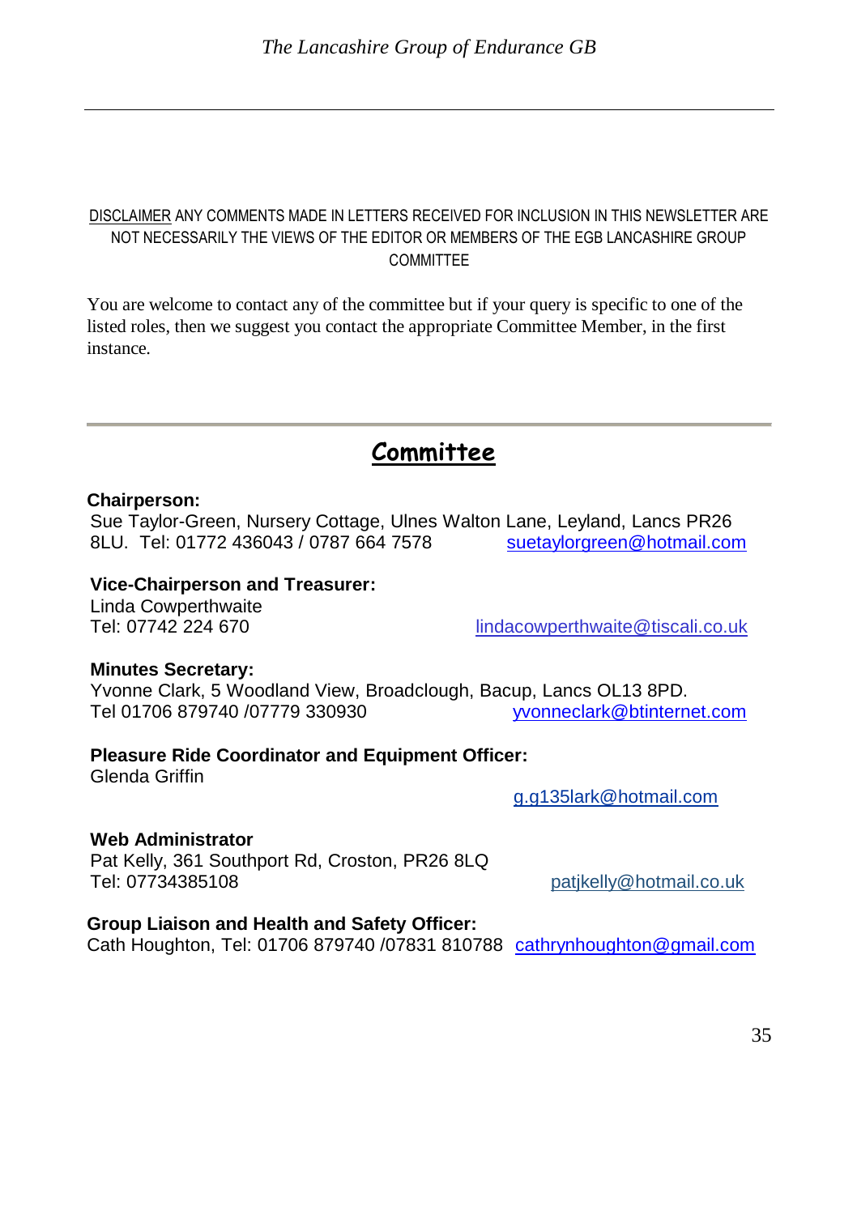DISCLAIMER ANY COMMENTS MADE IN LETTERS RECEIVED FOR INCLUSION IN THIS NEWSLETTER ARE NOT NECESSARILY THE VIEWS OF THE EDITOR OR MEMBERS OF THE EGB LANCASHIRE GROUP COMMITTEE

You are welcome to contact any of the committee but if your query is specific to one of the listed roles, then we suggest you contact the appropriate Committee Member, in the first instance.

---

## Committee

**Chairperson:**
Sue Taylor-Green, Nursery Cottage, Ulnes Walton Lane, Leyland, Lancs PR26 8LU. Tel: 01772 436043 / 0787 664 7578 suetaylorgreen@hotmail.com

**Vice-Chairperson and Treasurer:**
Linda Cowperthwaite
Tel: 07742 224 670 lindacowperthwaite@tiscali.co.uk

**Minutes Secretary:**
Yvonne Clark, 5 Woodland View, Broadclough, Bacup, Lancs OL13 8PD.
Tel 01706 879740 /07779 330930 yvonneclark@btinternet.com

**Pleasure Ride Coordinator and Equipment Officer:**
Glenda Griffin
g.g135lark@hotmail.com

**Web Administrator**
Pat Kelly, 361 Southport Rd, Croston, PR26 8LQ
Tel: 07734385108 patjkelly@hotmail.co.uk

**Group Liaison and Health and Safety Officer:**
Cath Houghton, Tel: 01706 879740 /07831 810788 cathrynhoughton@gmail.com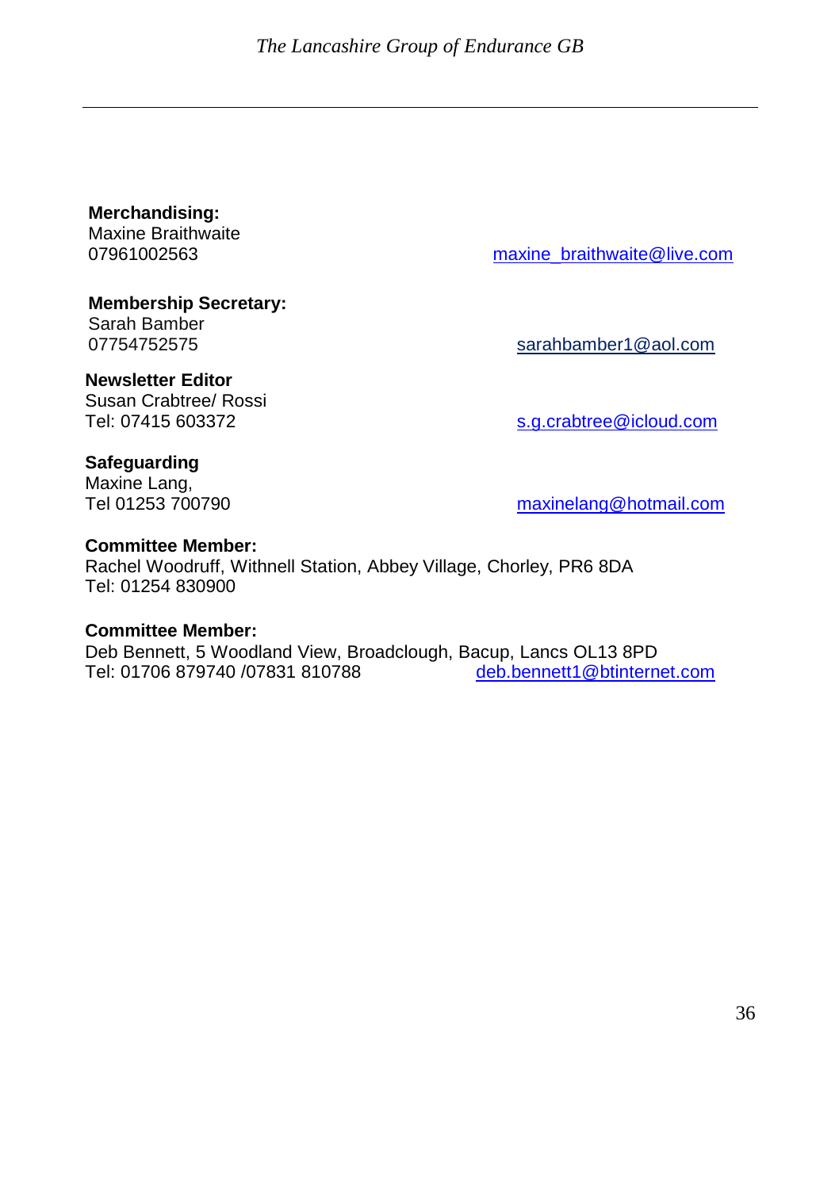**Merchandising:**
Maxine Braithwaite
07961002563 maxine_braithwaite@live.com

**Membership Secretary:**
Sarah Bamber
07754752575 sarahbamber1@aol.com

**Newsletter Editor**
Susan Crabtree/ Rossi
Tel: 07415 603372 s.g.crabtree@icloud.com

**Safeguarding**
Maxine Lang,
Tel 01253 700790 maxinelang@hotmail.com

**Committee Member:**
Rachel Woodruff, Withnell Station, Abbey Village, Chorley, PR6 8DA
Tel: 01254 830900

**Committee Member:**
Deb Bennett, 5 Woodland View, Broadclough, Bacup, Lancs OL13 8PD
Tel: 01706 879740 /07831 810788 deb.bennett1@btinternet.com